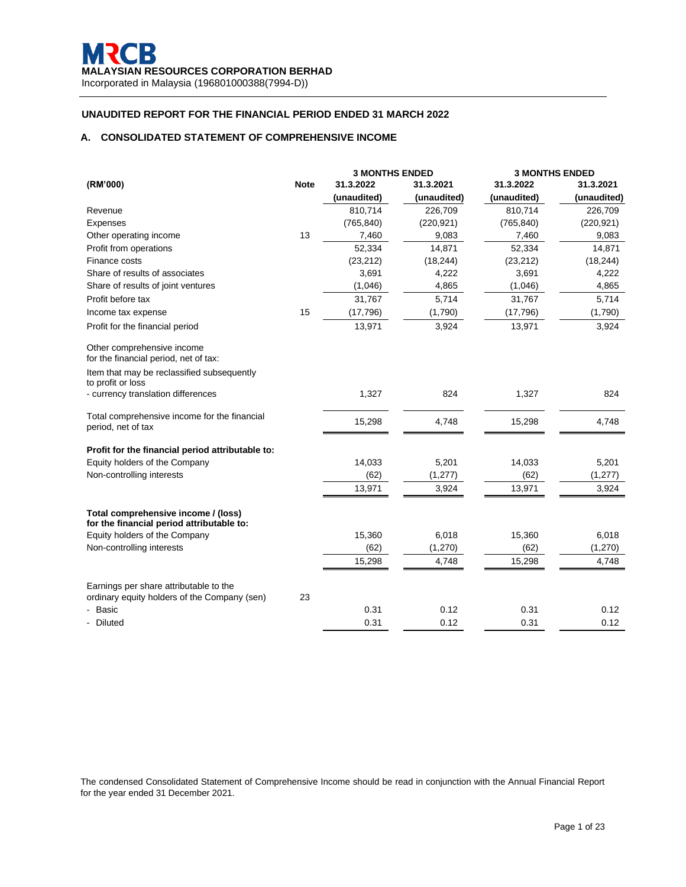MRCB

**MALAYSIAN RESOURCES CORPORATION BERHAD**

Incorporated in Malaysia (196801000388(7994-D))

## UNAUDITED REPORT FOR THE FINANCIAL PERIOD ENDED 31 MARCH 2022

### A. CONSOLIDATED STATEMENT OF COMPREHENSIVE INCOME

| (RM'000) | Note | 3 MONTHS ENDED 31.3.2022 (unaudited) | 3 MONTHS ENDED 31.3.2021 (unaudited) | 3 MONTHS ENDED 31.3.2022 (unaudited) | 3 MONTHS ENDED 31.3.2021 (unaudited) |
|---|---|---|---|---|---|
| Revenue | | 810,714 | 226,709 | 810,714 | 226,709 |
| Expenses | | (765,840) | (220,921) | (765,840) | (220,921) |
| Other operating income | 13 | 7,460 | 9,083 | 7,460 | 9,083 |
| Profit from operations | | 52,334 | 14,871 | 52,334 | 14,871 |
| Finance costs | | (23,212) | (18,244) | (23,212) | (18,244) |
| Share of results of associates | | 3,691 | 4,222 | 3,691 | 4,222 |
| Share of results of joint ventures | | (1,046) | 4,865 | (1,046) | 4,865 |
| Profit before tax | | 31,767 | 5,714 | 31,767 | 5,714 |
| Income tax expense | 15 | (17,796) | (1,790) | (17,796) | (1,790) |
| Profit for the financial period | | 13,971 | 3,924 | 13,971 | 3,924 |
| Other comprehensive income for the financial period, net of tax: | | | | | |
| Item that may be reclassified subsequently to profit or loss | | | | | |
| - currency translation differences | | 1,327 | 824 | 1,327 | 824 |
| Total comprehensive income for the financial period, net of tax | | 15,298 | 4,748 | 15,298 | 4,748 |
| **Profit for the financial period attributable to:** | | | | | |
| Equity holders of the Company | | 14,033 | 5,201 | 14,033 | 5,201 |
| Non-controlling interests | | (62) | (1,277) | (62) | (1,277) |
| | | 13,971 | 3,924 | 13,971 | 3,924 |
| **Total comprehensive income / (loss) for the financial period attributable to:** | | | | | |
| Equity holders of the Company | | 15,360 | 6,018 | 15,360 | 6,018 |
| Non-controlling interests | | (62) | (1,270) | (62) | (1,270) |
| | | 15,298 | 4,748 | 15,298 | 4,748 |
| Earnings per share attributable to the ordinary equity holders of the Company (sen) | 23 | | | | |
| - Basic | | 0.31 | 0.12 | 0.31 | 0.12 |
| - Diluted | | 0.31 | 0.12 | 0.31 | 0.12 |

The condensed Consolidated Statement of Comprehensive Income should be read in conjunction with the Annual Financial Report for the year ended 31 December 2021.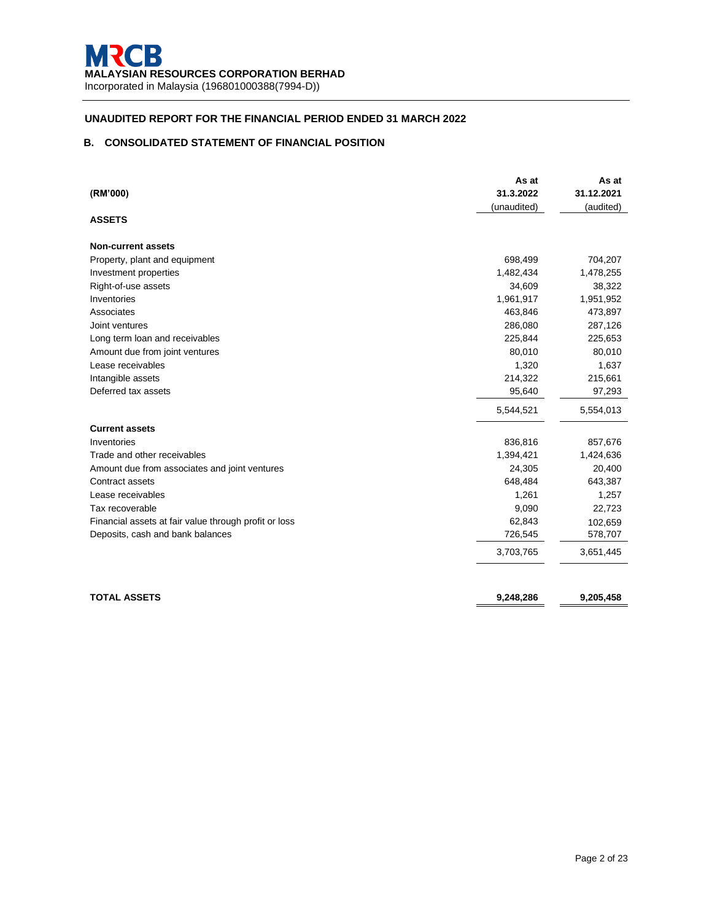**MRCB**
**MALAYSIAN RESOURCES CORPORATION BERHAD**
Incorporated in Malaysia (196801000388(7994-D))

## UNAUDITED REPORT FOR THE FINANCIAL PERIOD ENDED 31 MARCH 2022

### B. CONSOLIDATED STATEMENT OF FINANCIAL POSITION

| (RM'000) | As at 31.3.2022 (unaudited) | As at 31.12.2021 (audited) |
|---|---|---|
| **ASSETS** | | |
| **Non-current assets** | | |
| Property, plant and equipment | 698,499 | 704,207 |
| Investment properties | 1,482,434 | 1,478,255 |
| Right-of-use assets | 34,609 | 38,322 |
| Inventories | 1,961,917 | 1,951,952 |
| Associates | 463,846 | 473,897 |
| Joint ventures | 286,080 | 287,126 |
| Long term loan and receivables | 225,844 | 225,653 |
| Amount due from joint ventures | 80,010 | 80,010 |
| Lease receivables | 1,320 | 1,637 |
| Intangible assets | 214,322 | 215,661 |
| Deferred tax assets | 95,640 | 97,293 |
| | 5,544,521 | 5,554,013 |
| **Current assets** | | |
| Inventories | 836,816 | 857,676 |
| Trade and other receivables | 1,394,421 | 1,424,636 |
| Amount due from associates and joint ventures | 24,305 | 20,400 |
| Contract assets | 648,484 | 643,387 |
| Lease receivables | 1,261 | 1,257 |
| Tax recoverable | 9,090 | 22,723 |
| Financial assets at fair value through profit or loss | 62,843 | 102,659 |
| Deposits, cash and bank balances | 726,545 | 578,707 |
| | 3,703,765 | 3,651,445 |
| **TOTAL ASSETS** | **9,248,286** | **9,205,458** |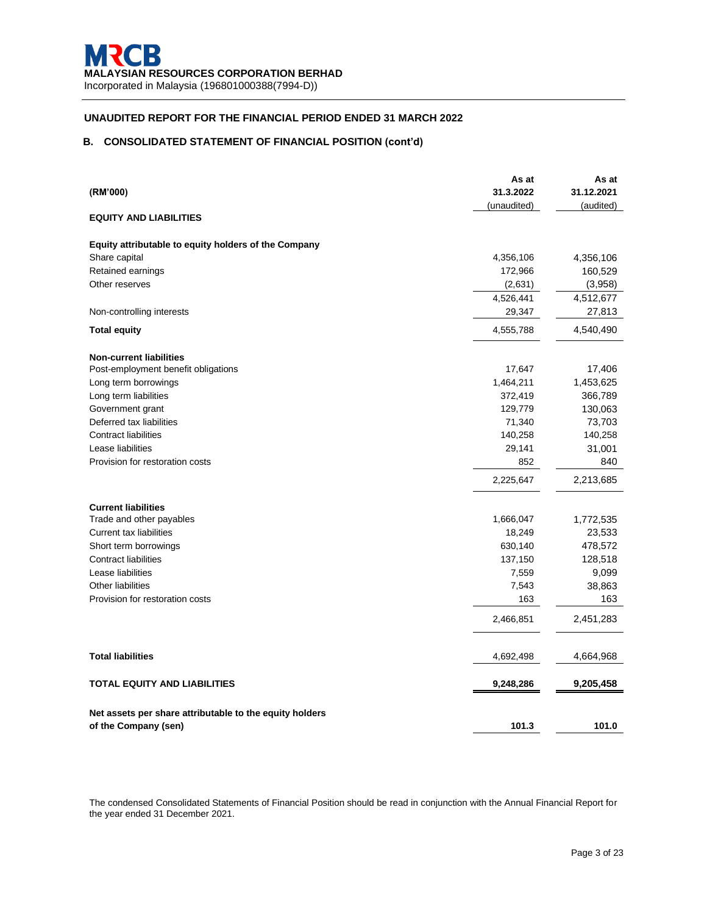**MRCB**

**MALAYSIAN RESOURCES CORPORATION BERHAD**

Incorporated in Malaysia (196801000388(7994-D))

## UNAUDITED REPORT FOR THE FINANCIAL PERIOD ENDED 31 MARCH 2022

### B. CONSOLIDATED STATEMENT OF FINANCIAL POSITION (cont'd)

| (RM'000) | As at 31.3.2022 (unaudited) | As at 31.12.2021 (audited) |
|---|---|---|
| **EQUITY AND LIABILITIES** | | |
| **Equity attributable to equity holders of the Company** | | |
| Share capital | 4,356,106 | 4,356,106 |
| Retained earnings | 172,966 | 160,529 |
| Other reserves | (2,631) | (3,958) |
| | 4,526,441 | 4,512,677 |
| Non-controlling interests | 29,347 | 27,813 |
| **Total equity** | 4,555,788 | 4,540,490 |
| **Non-current liabilities** | | |
| Post-employment benefit obligations | 17,647 | 17,406 |
| Long term borrowings | 1,464,211 | 1,453,625 |
| Long term liabilities | 372,419 | 366,789 |
| Government grant | 129,779 | 130,063 |
| Deferred tax liabilities | 71,340 | 73,703 |
| Contract liabilities | 140,258 | 140,258 |
| Lease liabilities | 29,141 | 31,001 |
| Provision for restoration costs | 852 | 840 |
| | 2,225,647 | 2,213,685 |
| **Current liabilities** | | |
| Trade and other payables | 1,666,047 | 1,772,535 |
| Current tax liabilities | 18,249 | 23,533 |
| Short term borrowings | 630,140 | 478,572 |
| Contract liabilities | 137,150 | 128,518 |
| Lease liabilities | 7,559 | 9,099 |
| Other liabilities | 7,543 | 38,863 |
| Provision for restoration costs | 163 | 163 |
| | 2,466,851 | 2,451,283 |
| **Total liabilities** | 4,692,498 | 4,664,968 |
| **TOTAL EQUITY AND LIABILITIES** | **9,248,286** | **9,205,458** |
| **Net assets per share attributable to the equity holders of the Company (sen)** | **101.3** | **101.0** |

The condensed Consolidated Statements of Financial Position should be read in conjunction with the Annual Financial Report for the year ended 31 December 2021.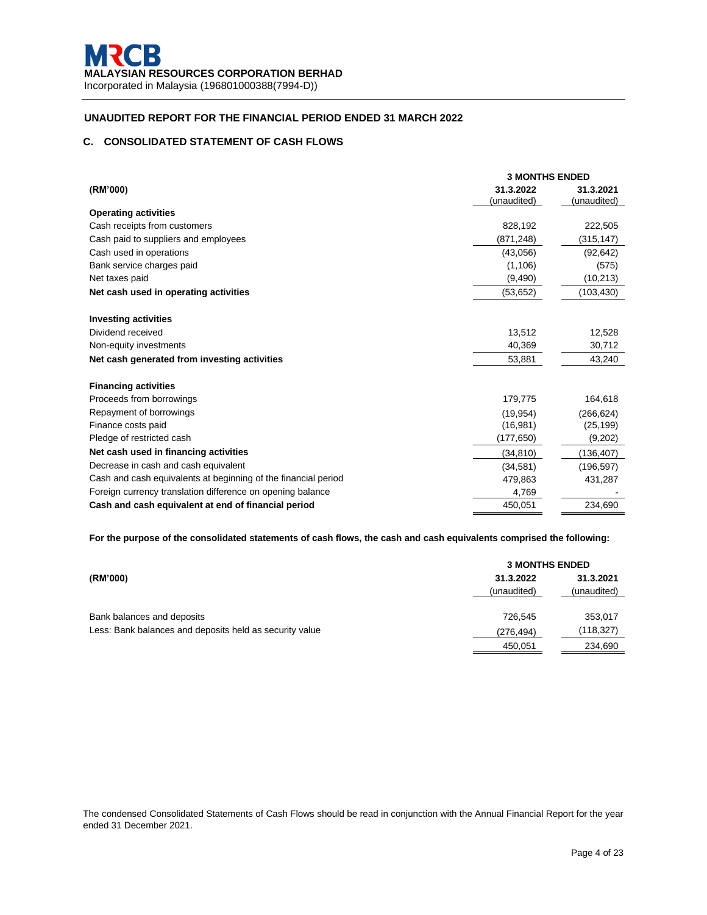**MRCB**

**MALAYSIAN RESOURCES CORPORATION BERHAD**

Incorporated in Malaysia (196801000388(7994-D))

## UNAUDITED REPORT FOR THE FINANCIAL PERIOD ENDED 31 MARCH 2022

### C. CONSOLIDATED STATEMENT OF CASH FLOWS

| (RM'000) | 3 MONTHS ENDED 31.3.2022 (unaudited) | 3 MONTHS ENDED 31.3.2021 (unaudited) |
|---|---|---|
| **Operating activities** | | |
| Cash receipts from customers | 828,192 | 222,505 |
| Cash paid to suppliers and employees | (871,248) | (315,147) |
| Cash used in operations | (43,056) | (92,642) |
| Bank service charges paid | (1,106) | (575) |
| Net taxes paid | (9,490) | (10,213) |
| **Net cash used in operating activities** | (53,652) | (103,430) |
| **Investing activities** | | |
| Dividend received | 13,512 | 12,528 |
| Non-equity investments | 40,369 | 30,712 |
| **Net cash generated from investing activities** | 53,881 | 43,240 |
| **Financing activities** | | |
| Proceeds from borrowings | 179,775 | 164,618 |
| Repayment of borrowings | (19,954) | (266,624) |
| Finance costs paid | (16,981) | (25,199) |
| Pledge of restricted cash | (177,650) | (9,202) |
| **Net cash used in financing activities** | (34,810) | (136,407) |
| Decrease in cash and cash equivalent | (34,581) | (196,597) |
| Cash and cash equivalents at beginning of the financial period | 479,863 | 431,287 |
| Foreign currency translation difference on opening balance | 4,769 | - |
| **Cash and cash equivalent at end of financial period** | 450,051 | 234,690 |

**For the purpose of the consolidated statements of cash flows, the cash and cash equivalents comprised the following:**

| (RM'000) | 3 MONTHS ENDED 31.3.2022 (unaudited) | 3 MONTHS ENDED 31.3.2021 (unaudited) |
|---|---|---|
| Bank balances and deposits | 726,545 | 353,017 |
| Less: Bank balances and deposits held as security value | (276,494) | (118,327) |
| | 450,051 | 234,690 |

The condensed Consolidated Statements of Cash Flows should be read in conjunction with the Annual Financial Report for the year ended 31 December 2021.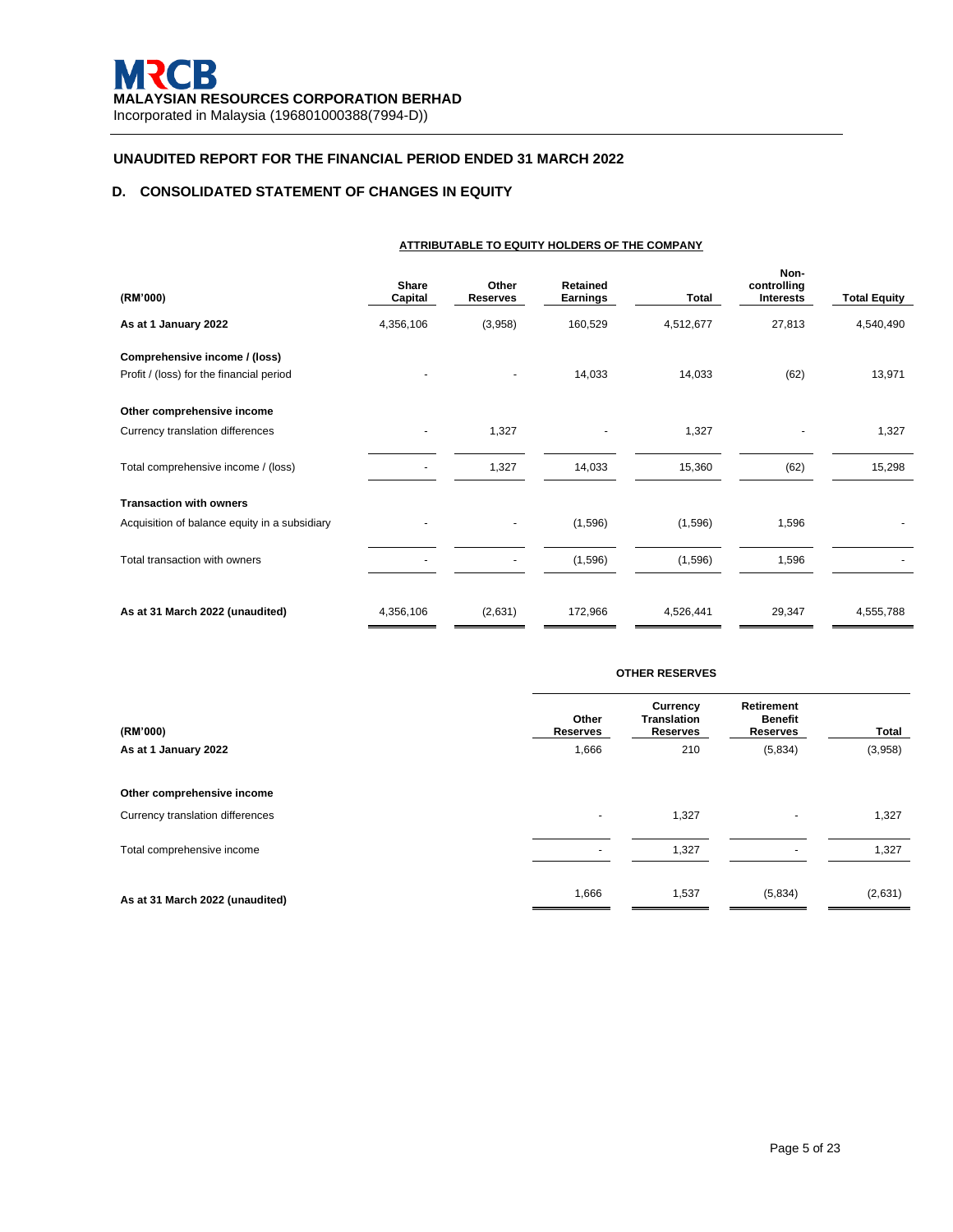**MALAYSIAN RESOURCES CORPORATION BERHAD**
Incorporated in Malaysia (196801000388(7994-D))

## UNAUDITED REPORT FOR THE FINANCIAL PERIOD ENDED 31 MARCH 2022

### D. CONSOLIDATED STATEMENT OF CHANGES IN EQUITY

| | ATTRIBUTABLE TO EQUITY HOLDERS OF THE COMPANY | | | | | |
|---|---|---|---|---|---|---|
| (RM'000) | Share Capital | Other Reserves | Retained Earnings | Total | Non-controlling Interests | Total Equity |
| **As at 1 January 2022** | 4,356,106 | (3,958) | 160,529 | 4,512,677 | 27,813 | 4,540,490 |
| **Comprehensive income / (loss)** | | | | | | |
| Profit / (loss) for the financial period | - | - | 14,033 | 14,033 | (62) | 13,971 |
| **Other comprehensive income** | | | | | | |
| Currency translation differences | - | 1,327 | - | 1,327 | - | 1,327 |
| Total comprehensive income / (loss) | - | 1,327 | 14,033 | 15,360 | (62) | 15,298 |
| **Transaction with owners** | | | | | | |
| Acquisition of balance equity in a subsidiary | - | - | (1,596) | (1,596) | 1,596 | - |
| Total transaction with owners | - | - | (1,596) | (1,596) | 1,596 | - |
| **As at 31 March 2022 (unaudited)** | 4,356,106 | (2,631) | 172,966 | 4,526,441 | 29,347 | 4,555,788 |

| | OTHER RESERVES | | | |
|---|---|---|---|---|
| (RM'000) | Other Reserves | Currency Translation Reserves | Retirement Benefit Reserves | Total |
| **As at 1 January 2022** | 1,666 | 210 | (5,834) | (3,958) |
| **Other comprehensive income** | | | | |
| Currency translation differences | - | 1,327 | - | 1,327 |
| Total comprehensive income | - | 1,327 | - | 1,327 |
| **As at 31 March 2022 (unaudited)** | 1,666 | 1,537 | (5,834) | (2,631) |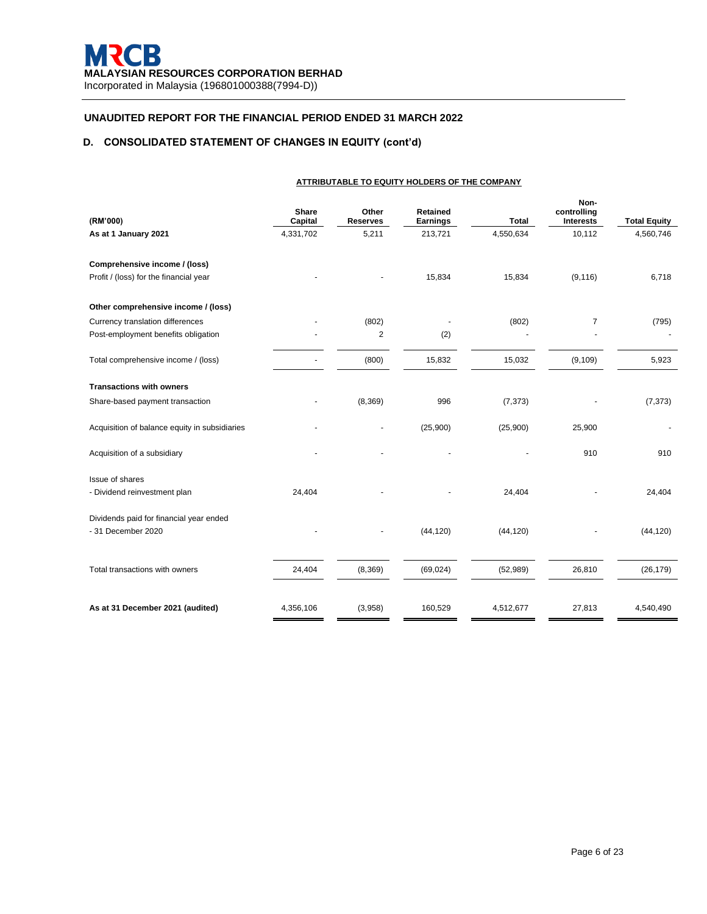**MRCB**

**MALAYSIAN RESOURCES CORPORATION BERHAD**

Incorporated in Malaysia (196801000388(7994-D))

## UNAUDITED REPORT FOR THE FINANCIAL PERIOD ENDED 31 MARCH 2022

### D. CONSOLIDATED STATEMENT OF CHANGES IN EQUITY (cont'd)

| | ATTRIBUTABLE TO EQUITY HOLDERS OF THE COMPANY | | | | | |
|---|---|---|---|---|---|---|
| **(RM'000)** | **Share Capital** | **Other Reserves** | **Retained Earnings** | **Total** | **Non-controlling Interests** | **Total Equity** |
| **As at 1 January 2021** | 4,331,702 | 5,211 | 213,721 | 4,550,634 | 10,112 | 4,560,746 |
| **Comprehensive income / (loss)** | | | | | | |
| Profit / (loss) for the financial year | - | - | 15,834 | 15,834 | (9,116) | 6,718 |
| **Other comprehensive income / (loss)** | | | | | | |
| Currency translation differences | - | (802) | - | (802) | 7 | (795) |
| Post-employment benefits obligation | - | 2 | (2) | - | - | - |
| Total comprehensive income / (loss) | - | (800) | 15,832 | 15,032 | (9,109) | 5,923 |
| **Transactions with owners** | | | | | | |
| Share-based payment transaction | - | (8,369) | 996 | (7,373) | - | (7,373) |
| Acquisition of balance equity in subsidiaries | - | - | (25,900) | (25,900) | 25,900 | - |
| Acquisition of a subsidiary | - | - | - | - | 910 | 910 |
| Issue of shares | | | | | | |
| - Dividend reinvestment plan | 24,404 | - | - | 24,404 | - | 24,404 |
| Dividends paid for financial year ended | | | | | | |
| - 31 December 2020 | - | - | (44,120) | (44,120) | - | (44,120) |
| Total transactions with owners | 24,404 | (8,369) | (69,024) | (52,989) | 26,810 | (26,179) |
| **As at 31 December 2021 (audited)** | 4,356,106 | (3,958) | 160,529 | 4,512,677 | 27,813 | 4,540,490 |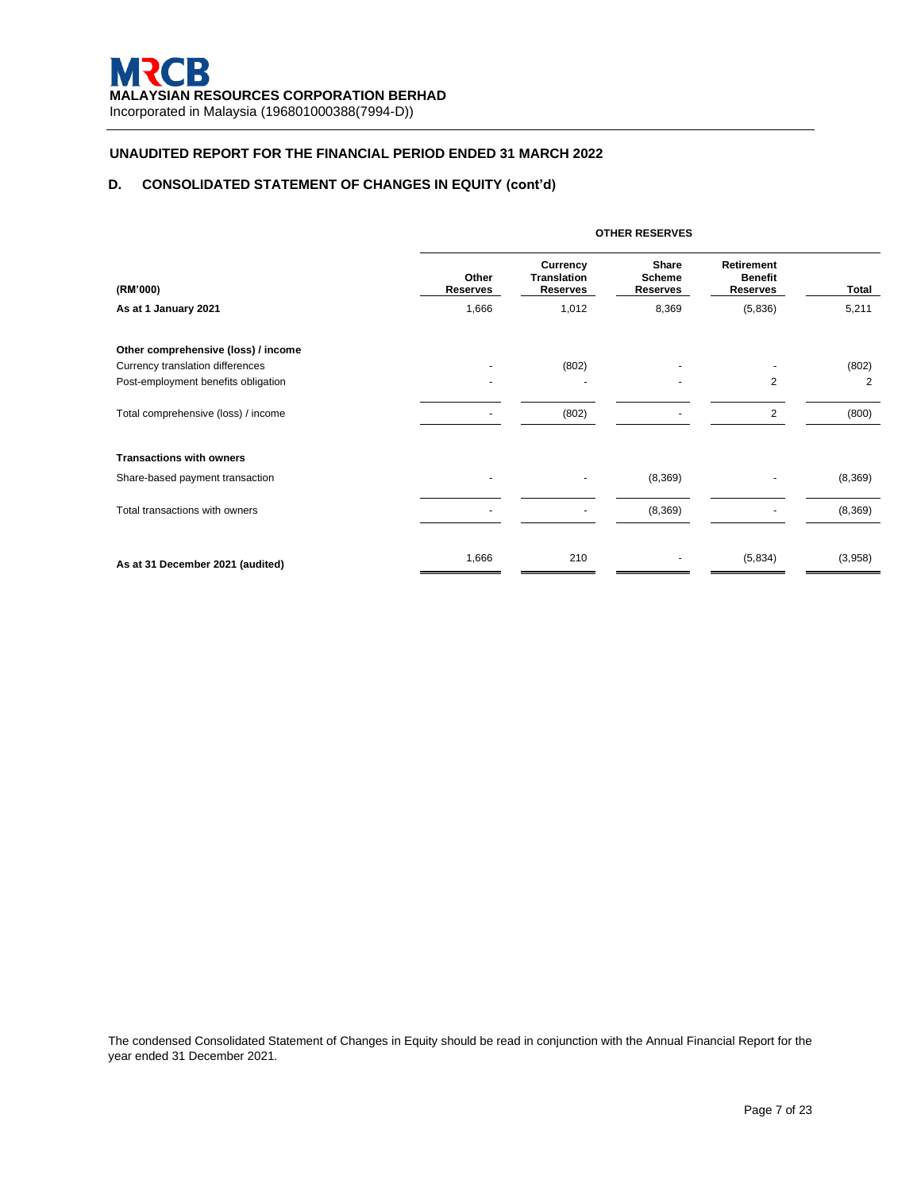**MRCB**
**MALAYSIAN RESOURCES CORPORATION BERHAD**
Incorporated in Malaysia (196801000388(7994-D))

## UNAUDITED REPORT FOR THE FINANCIAL PERIOD ENDED 31 MARCH 2022

## D. CONSOLIDATED STATEMENT OF CHANGES IN EQUITY (cont'd)

| | OTHER RESERVES | | | | |
|---|---|---|---|---|---|
| **(RM'000)** | **Other Reserves** | **Currency Translation Reserves** | **Share Scheme Reserves** | **Retirement Benefit Reserves** | **Total** |
| **As at 1 January 2021** | 1,666 | 1,012 | 8,369 | (5,836) | 5,211 |
| | | | | | |
| **Other comprehensive (loss) / income** | | | | | |
| Currency translation differences | - | (802) | - | - | (802) |
| Post-employment benefits obligation | - | - | - | 2 | 2 |
| | | | | | |
| Total comprehensive (loss) / income | - | (802) | - | 2 | (800) |
| | | | | | |
| **Transactions with owners** | | | | | |
| Share-based payment transaction | - | - | (8,369) | - | (8,369) |
| | | | | | |
| Total transactions with owners | - | - | (8,369) | - | (8,369) |
| | | | | | |
| **As at 31 December 2021 (audited)** | 1,666 | 210 | - | (5,834) | (3,958) |

The condensed Consolidated Statement of Changes in Equity should be read in conjunction with the Annual Financial Report for the year ended 31 December 2021.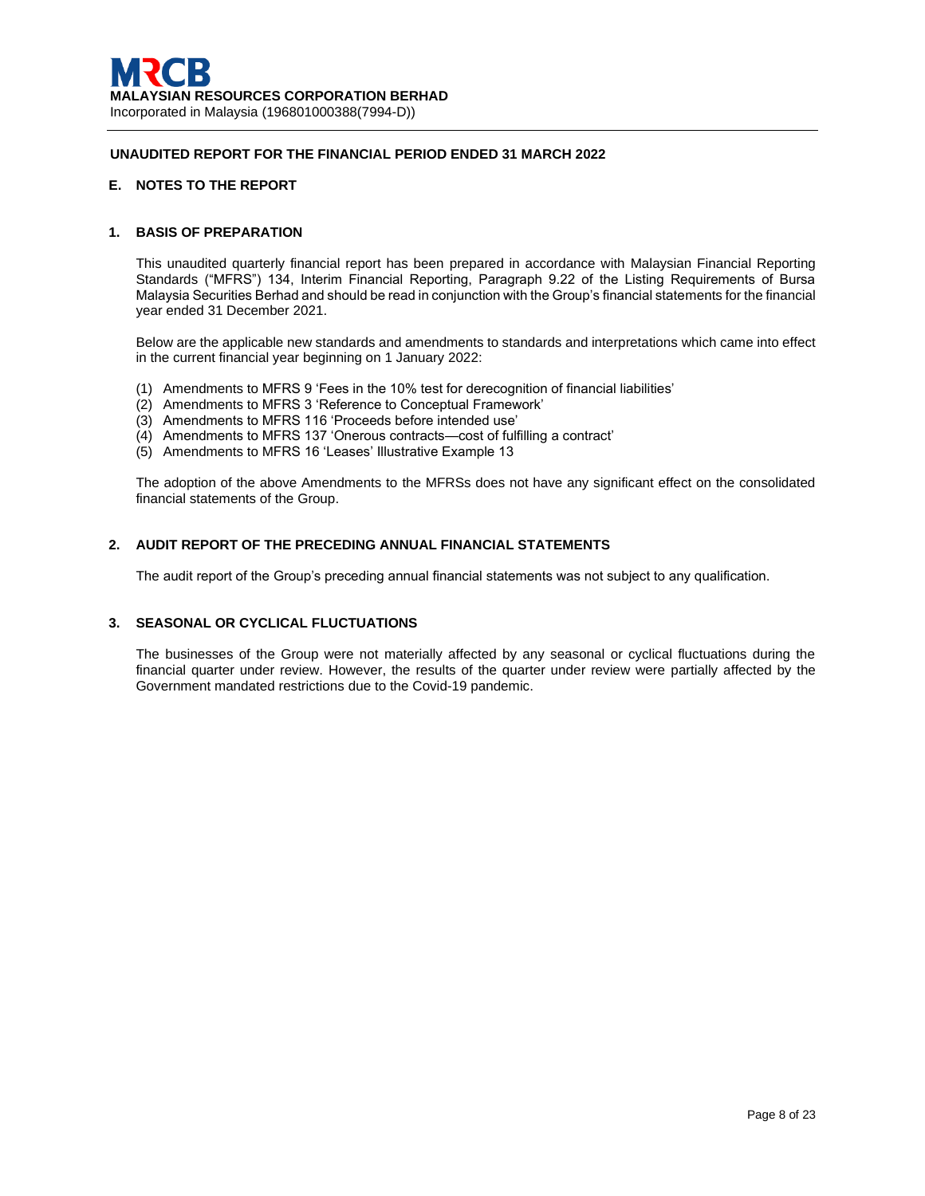**MRCB**
**MALAYSIAN RESOURCES CORPORATION BERHAD**
Incorporated in Malaysia (196801000388(7994-D))

**UNAUDITED REPORT FOR THE FINANCIAL PERIOD ENDED 31 MARCH 2022**

## E. NOTES TO THE REPORT

### 1. BASIS OF PREPARATION

This unaudited quarterly financial report has been prepared in accordance with Malaysian Financial Reporting Standards ("MFRS") 134, Interim Financial Reporting, Paragraph 9.22 of the Listing Requirements of Bursa Malaysia Securities Berhad and should be read in conjunction with the Group's financial statements for the financial year ended 31 December 2021.

Below are the applicable new standards and amendments to standards and interpretations which came into effect in the current financial year beginning on 1 January 2022:

(1) Amendments to MFRS 9 'Fees in the 10% test for derecognition of financial liabilities'
(2) Amendments to MFRS 3 'Reference to Conceptual Framework'
(3) Amendments to MFRS 116 'Proceeds before intended use'
(4) Amendments to MFRS 137 'Onerous contracts—cost of fulfilling a contract'
(5) Amendments to MFRS 16 'Leases' Illustrative Example 13

The adoption of the above Amendments to the MFRSs does not have any significant effect on the consolidated financial statements of the Group.

### 2. AUDIT REPORT OF THE PRECEDING ANNUAL FINANCIAL STATEMENTS

The audit report of the Group's preceding annual financial statements was not subject to any qualification.

### 3. SEASONAL OR CYCLICAL FLUCTUATIONS

The businesses of the Group were not materially affected by any seasonal or cyclical fluctuations during the financial quarter under review. However, the results of the quarter under review were partially affected by the Government mandated restrictions due to the Covid-19 pandemic.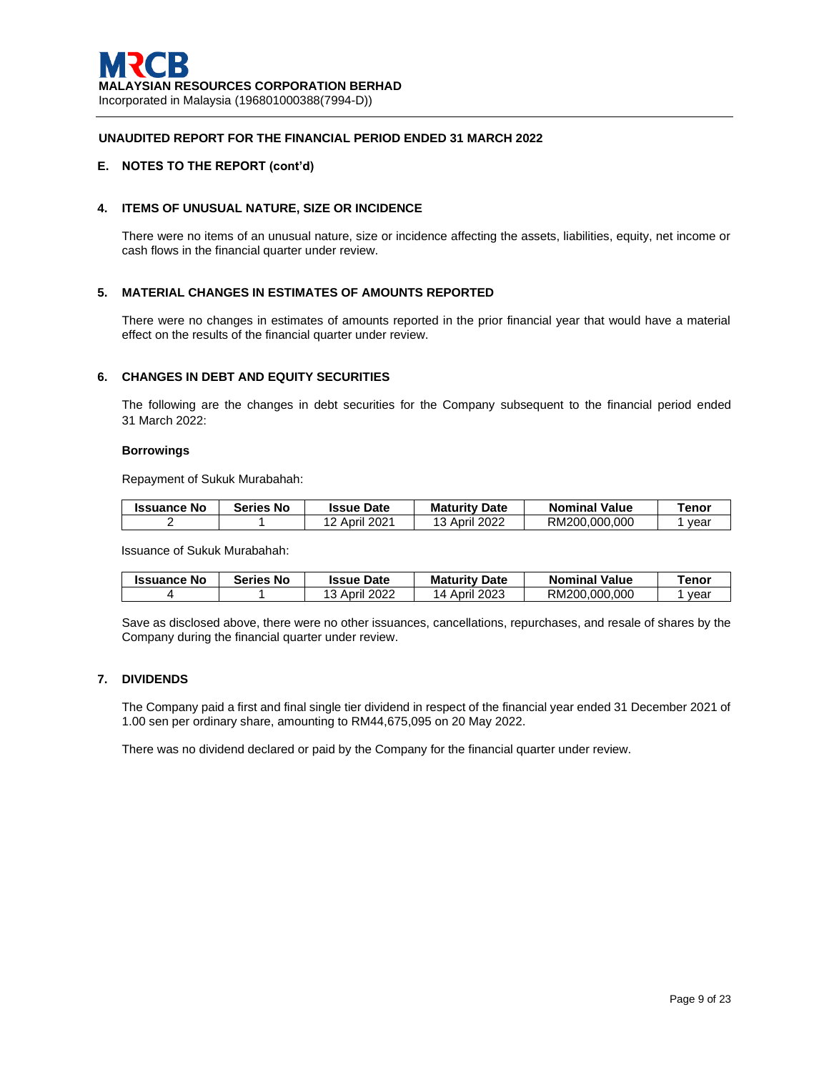**UNAUDITED REPORT FOR THE FINANCIAL PERIOD ENDED 31 MARCH 2022**

## E. NOTES TO THE REPORT (cont'd)

### 4. ITEMS OF UNUSUAL NATURE, SIZE OR INCIDENCE

There were no items of an unusual nature, size or incidence affecting the assets, liabilities, equity, net income or cash flows in the financial quarter under review.

### 5. MATERIAL CHANGES IN ESTIMATES OF AMOUNTS REPORTED

There were no changes in estimates of amounts reported in the prior financial year that would have a material effect on the results of the financial quarter under review.

### 6. CHANGES IN DEBT AND EQUITY SECURITIES

The following are the changes in debt securities for the Company subsequent to the financial period ended 31 March 2022:

**Borrowings**

Repayment of Sukuk Murabahah:

| Issuance No | Series No | Issue Date | Maturity Date | Nominal Value | Tenor |
|---|---|---|---|---|---|
| 2 | 1 | 12 April 2021 | 13 April 2022 | RM200,000,000 | 1 year |

Issuance of Sukuk Murabahah:

| Issuance No | Series No | Issue Date | Maturity Date | Nominal Value | Tenor |
|---|---|---|---|---|---|
| 4 | 1 | 13 April 2022 | 14 April 2023 | RM200,000,000 | 1 year |

Save as disclosed above, there were no other issuances, cancellations, repurchases, and resale of shares by the Company during the financial quarter under review.

### 7. DIVIDENDS

The Company paid a first and final single tier dividend in respect of the financial year ended 31 December 2021 of 1.00 sen per ordinary share, amounting to RM44,675,095 on 20 May 2022.

There was no dividend declared or paid by the Company for the financial quarter under review.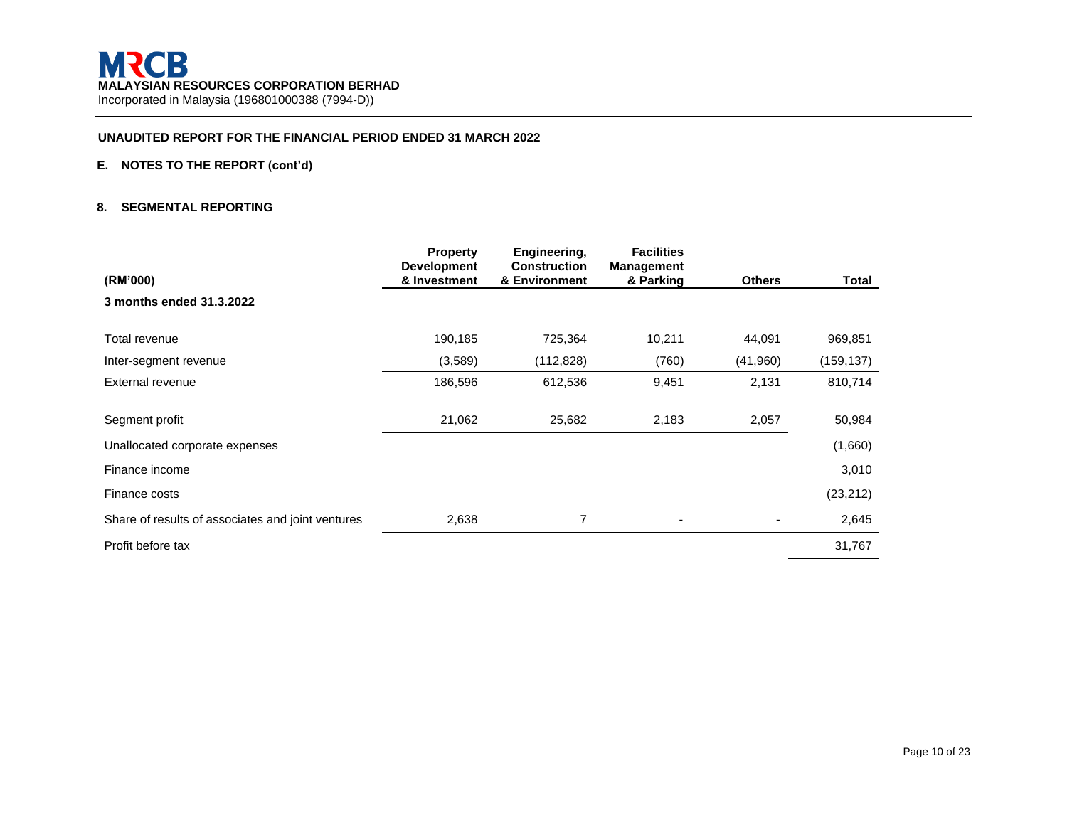**MRCB**
**MALAYSIAN RESOURCES CORPORATION BERHAD**
Incorporated in Malaysia (196801000388 (7994-D))

**UNAUDITED REPORT FOR THE FINANCIAL PERIOD ENDED 31 MARCH 2022**

## E. NOTES TO THE REPORT (cont'd)

### 8. SEGMENTAL REPORTING

| (RM'000) | Property Development & Investment | Engineering, Construction & Environment | Facilities Management & Parking | Others | Total |
|---|---|---|---|---|---|
| **3 months ended 31.3.2022** | | | | | |
| Total revenue | 190,185 | 725,364 | 10,211 | 44,091 | 969,851 |
| Inter-segment revenue | (3,589) | (112,828) | (760) | (41,960) | (159,137) |
| External revenue | 186,596 | 612,536 | 9,451 | 2,131 | 810,714 |
| Segment profit | 21,062 | 25,682 | 2,183 | 2,057 | 50,984 |
| Unallocated corporate expenses | | | | | (1,660) |
| Finance income | | | | | 3,010 |
| Finance costs | | | | | (23,212) |
| Share of results of associates and joint ventures | 2,638 | 7 | - | - | 2,645 |
| Profit before tax | | | | | 31,767 |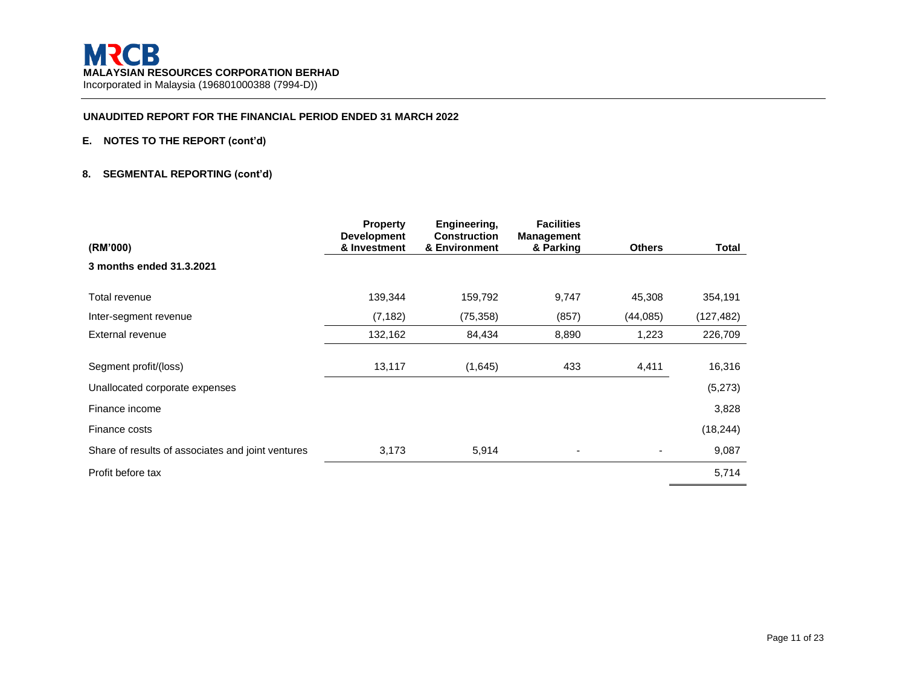**MALAYSIAN RESOURCES CORPORATION BERHAD**
Incorporated in Malaysia (196801000388 (7994-D))

**UNAUDITED REPORT FOR THE FINANCIAL PERIOD ENDED 31 MARCH 2022**

**E. NOTES TO THE REPORT (cont'd)**

**8. SEGMENTAL REPORTING (cont'd)**

| (RM'000) | Property Development & Investment | Engineering, Construction & Environment | Facilities Management & Parking | Others | Total |
|---|---|---|---|---|---|
| **3 months ended 31.3.2021** | | | | | |
| Total revenue | 139,344 | 159,792 | 9,747 | 45,308 | 354,191 |
| Inter-segment revenue | (7,182) | (75,358) | (857) | (44,085) | (127,482) |
| External revenue | 132,162 | 84,434 | 8,890 | 1,223 | 226,709 |
| Segment profit/(loss) | 13,117 | (1,645) | 433 | 4,411 | 16,316 |
| Unallocated corporate expenses | | | | | (5,273) |
| Finance income | | | | | 3,828 |
| Finance costs | | | | | (18,244) |
| Share of results of associates and joint ventures | 3,173 | 5,914 | - | - | 9,087 |
| Profit before tax | | | | | 5,714 |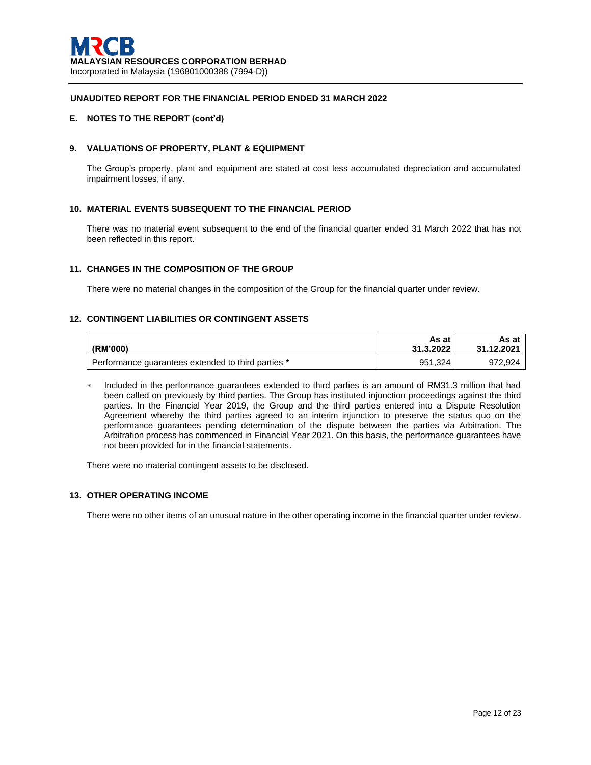**MALAYSIAN RESOURCES CORPORATION BERHAD**
Incorporated in Malaysia (196801000388 (7994-D))

**UNAUDITED REPORT FOR THE FINANCIAL PERIOD ENDED 31 MARCH 2022**

**E. NOTES TO THE REPORT (cont'd)**

### 9. VALUATIONS OF PROPERTY, PLANT & EQUIPMENT

The Group's property, plant and equipment are stated at cost less accumulated depreciation and accumulated impairment losses, if any.

### 10. MATERIAL EVENTS SUBSEQUENT TO THE FINANCIAL PERIOD

There was no material event subsequent to the end of the financial quarter ended 31 March 2022 that has not been reflected in this report.

### 11. CHANGES IN THE COMPOSITION OF THE GROUP

There were no material changes in the composition of the Group for the financial quarter under review.

### 12. CONTINGENT LIABILITIES OR CONTINGENT ASSETS

| (RM'000) | As at 31.3.2022 | As at 31.12.2021 |
|---|---|---|
| Performance guarantees extended to third parties * | 951,324 | 972,924 |

* Included in the performance guarantees extended to third parties is an amount of RM31.3 million that had been called on previously by third parties. The Group has instituted injunction proceedings against the third parties. In the Financial Year 2019, the Group and the third parties entered into a Dispute Resolution Agreement whereby the third parties agreed to an interim injunction to preserve the status quo on the performance guarantees pending determination of the dispute between the parties via Arbitration. The Arbitration process has commenced in Financial Year 2021. On this basis, the performance guarantees have not been provided for in the financial statements.

There were no material contingent assets to be disclosed.

### 13. OTHER OPERATING INCOME

There were no other items of an unusual nature in the other operating income in the financial quarter under review.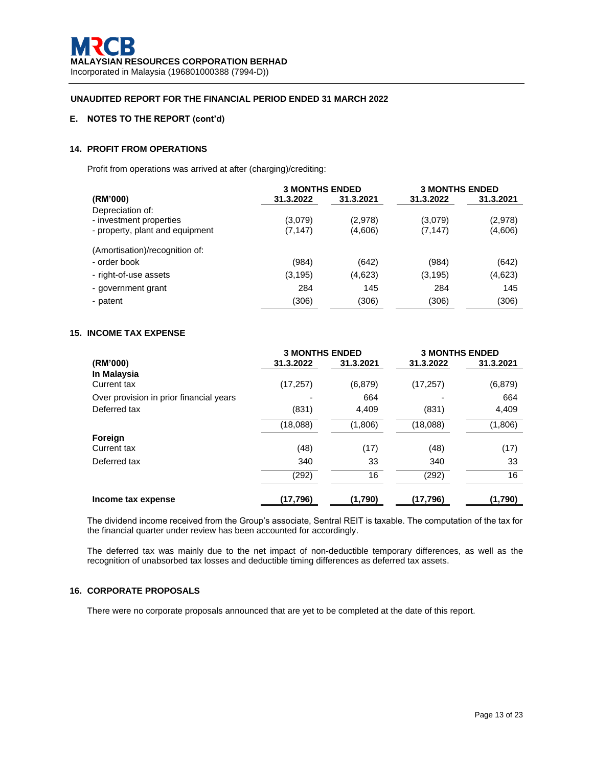**MRCB**
**MALAYSIAN RESOURCES CORPORATION BERHAD**
Incorporated in Malaysia (196801000388 (7994-D))

**UNAUDITED REPORT FOR THE FINANCIAL PERIOD ENDED 31 MARCH 2022**

## E. NOTES TO THE REPORT (cont'd)

### 14. PROFIT FROM OPERATIONS

Profit from operations was arrived at after (charging)/crediting:

| (RM'000) | 3 MONTHS ENDED 31.3.2022 | 3 MONTHS ENDED 31.3.2021 | 3 MONTHS ENDED 31.3.2022 | 3 MONTHS ENDED 31.3.2021 |
|---|---|---|---|---|
| Depreciation of: | | | | |
| - investment properties | (3,079) | (2,978) | (3,079) | (2,978) |
| - property, plant and equipment | (7,147) | (4,606) | (7,147) | (4,606) |
| (Amortisation)/recognition of: | | | | |
| - order book | (984) | (642) | (984) | (642) |
| - right-of-use assets | (3,195) | (4,623) | (3,195) | (4,623) |
| - government grant | 284 | 145 | 284 | 145 |
| - patent | (306) | (306) | (306) | (306) |

### 15. INCOME TAX EXPENSE

| (RM'000) | 3 MONTHS ENDED 31.3.2022 | 3 MONTHS ENDED 31.3.2021 | 3 MONTHS ENDED 31.3.2022 | 3 MONTHS ENDED 31.3.2021 |
|---|---|---|---|---|
| **In Malaysia** | | | | |
| Current tax | (17,257) | (6,879) | (17,257) | (6,879) |
| Over provision in prior financial years | - | 664 | - | 664 |
| Deferred tax | (831) | 4,409 | (831) | 4,409 |
| | (18,088) | (1,806) | (18,088) | (1,806) |
| **Foreign** | | | | |
| Current tax | (48) | (17) | (48) | (17) |
| Deferred tax | 340 | 33 | 340 | 33 |
| | (292) | 16 | (292) | 16 |
| **Income tax expense** | **(17,796)** | **(1,790)** | **(17,796)** | **(1,790)** |

The dividend income received from the Group's associate, Sentral REIT is taxable. The computation of the tax for the financial quarter under review has been accounted for accordingly.

The deferred tax was mainly due to the net impact of non-deductible temporary differences, as well as the recognition of unabsorbed tax losses and deductible timing differences as deferred tax assets.

### 16. CORPORATE PROPOSALS

There were no corporate proposals announced that are yet to be completed at the date of this report.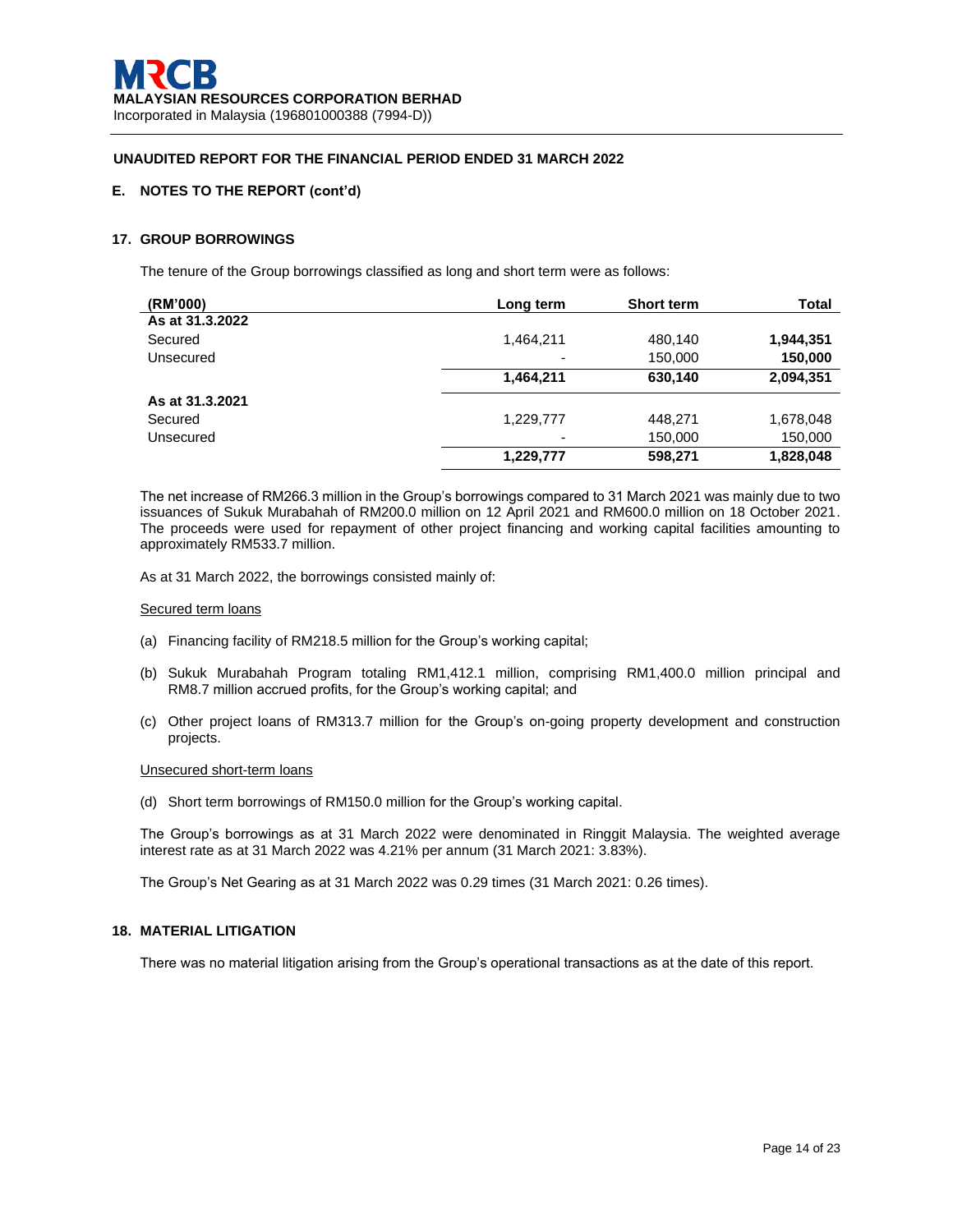**MRCB**
**MALAYSIAN RESOURCES CORPORATION BERHAD**
Incorporated in Malaysia (196801000388 (7994-D))

**UNAUDITED REPORT FOR THE FINANCIAL PERIOD ENDED 31 MARCH 2022**

**E. NOTES TO THE REPORT (cont'd)**

## 17. GROUP BORROWINGS

The tenure of the Group borrowings classified as long and short term were as follows:

| (RM'000) | Long term | Short term | Total |
|---|---|---|---|
| **As at 31.3.2022** | | | |
| Secured | 1,464,211 | 480,140 | **1,944,351** |
| Unsecured | - | 150,000 | **150,000** |
| | **1,464,211** | **630,140** | **2,094,351** |
| **As at 31.3.2021** | | | |
| Secured | 1,229,777 | 448,271 | 1,678,048 |
| Unsecured | - | 150,000 | 150,000 |
| | **1,229,777** | **598,271** | **1,828,048** |

The net increase of RM266.3 million in the Group's borrowings compared to 31 March 2021 was mainly due to two issuances of Sukuk Murabahah of RM200.0 million on 12 April 2021 and RM600.0 million on 18 October 2021. The proceeds were used for repayment of other project financing and working capital facilities amounting to approximately RM533.7 million.

As at 31 March 2022, the borrowings consisted mainly of:

Secured term loans

(a) Financing facility of RM218.5 million for the Group's working capital;

(b) Sukuk Murabahah Program totaling RM1,412.1 million, comprising RM1,400.0 million principal and RM8.7 million accrued profits, for the Group's working capital; and

(c) Other project loans of RM313.7 million for the Group's on-going property development and construction projects.

Unsecured short-term loans

(d) Short term borrowings of RM150.0 million for the Group's working capital.

The Group's borrowings as at 31 March 2022 were denominated in Ringgit Malaysia. The weighted average interest rate as at 31 March 2022 was 4.21% per annum (31 March 2021: 3.83%).

The Group's Net Gearing as at 31 March 2022 was 0.29 times (31 March 2021: 0.26 times).

## 18. MATERIAL LITIGATION

There was no material litigation arising from the Group's operational transactions as at the date of this report.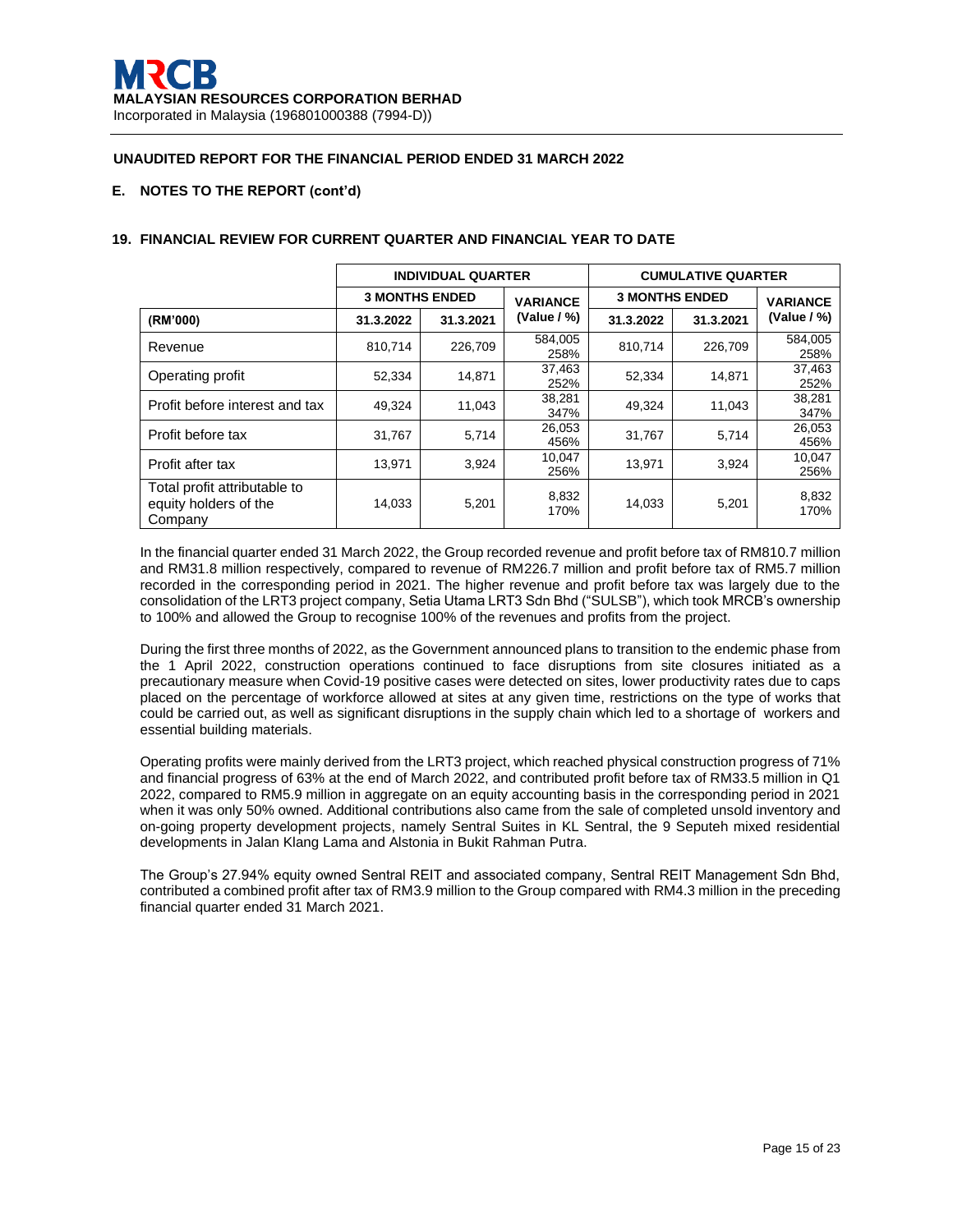**MALAYSIAN RESOURCES CORPORATION BERHAD**
Incorporated in Malaysia (196801000388 (7994-D))

**UNAUDITED REPORT FOR THE FINANCIAL PERIOD ENDED 31 MARCH 2022**

**E. NOTES TO THE REPORT (cont'd)**

**19. FINANCIAL REVIEW FOR CURRENT QUARTER AND FINANCIAL YEAR TO DATE**

| | INDIVIDUAL QUARTER | | | CUMULATIVE QUARTER | | |
|---|---|---|---|---|---|---|
| | 3 MONTHS ENDED | | VARIANCE | 3 MONTHS ENDED | | VARIANCE |
| (RM'000) | 31.3.2022 | 31.3.2021 | (Value / %) | 31.3.2022 | 31.3.2021 | (Value / %) |
| Revenue | 810,714 | 226,709 | 584,005 258% | 810,714 | 226,709 | 584,005 258% |
| Operating profit | 52,334 | 14,871 | 37,463 252% | 52,334 | 14,871 | 37,463 252% |
| Profit before interest and tax | 49,324 | 11,043 | 38,281 347% | 49,324 | 11,043 | 38,281 347% |
| Profit before tax | 31,767 | 5,714 | 26,053 456% | 31,767 | 5,714 | 26,053 456% |
| Profit after tax | 13,971 | 3,924 | 10,047 256% | 13,971 | 3,924 | 10,047 256% |
| Total profit attributable to equity holders of the Company | 14,033 | 5,201 | 8,832 170% | 14,033 | 5,201 | 8,832 170% |

In the financial quarter ended 31 March 2022, the Group recorded revenue and profit before tax of RM810.7 million and RM31.8 million respectively, compared to revenue of RM226.7 million and profit before tax of RM5.7 million recorded in the corresponding period in 2021. The higher revenue and profit before tax was largely due to the consolidation of the LRT3 project company, Setia Utama LRT3 Sdn Bhd ("SULSB"), which took MRCB's ownership to 100% and allowed the Group to recognise 100% of the revenues and profits from the project.

During the first three months of 2022, as the Government announced plans to transition to the endemic phase from the 1 April 2022, construction operations continued to face disruptions from site closures initiated as a precautionary measure when Covid-19 positive cases were detected on sites, lower productivity rates due to caps placed on the percentage of workforce allowed at sites at any given time, restrictions on the type of works that could be carried out, as well as significant disruptions in the supply chain which led to a shortage of workers and essential building materials.

Operating profits were mainly derived from the LRT3 project, which reached physical construction progress of 71% and financial progress of 63% at the end of March 2022, and contributed profit before tax of RM33.5 million in Q1 2022, compared to RM5.9 million in aggregate on an equity accounting basis in the corresponding period in 2021 when it was only 50% owned. Additional contributions also came from the sale of completed unsold inventory and on-going property development projects, namely Sentral Suites in KL Sentral, the 9 Seputeh mixed residential developments in Jalan Klang Lama and Alstonia in Bukit Rahman Putra.

The Group's 27.94% equity owned Sentral REIT and associated company, Sentral REIT Management Sdn Bhd, contributed a combined profit after tax of RM3.9 million to the Group compared with RM4.3 million in the preceding financial quarter ended 31 March 2021.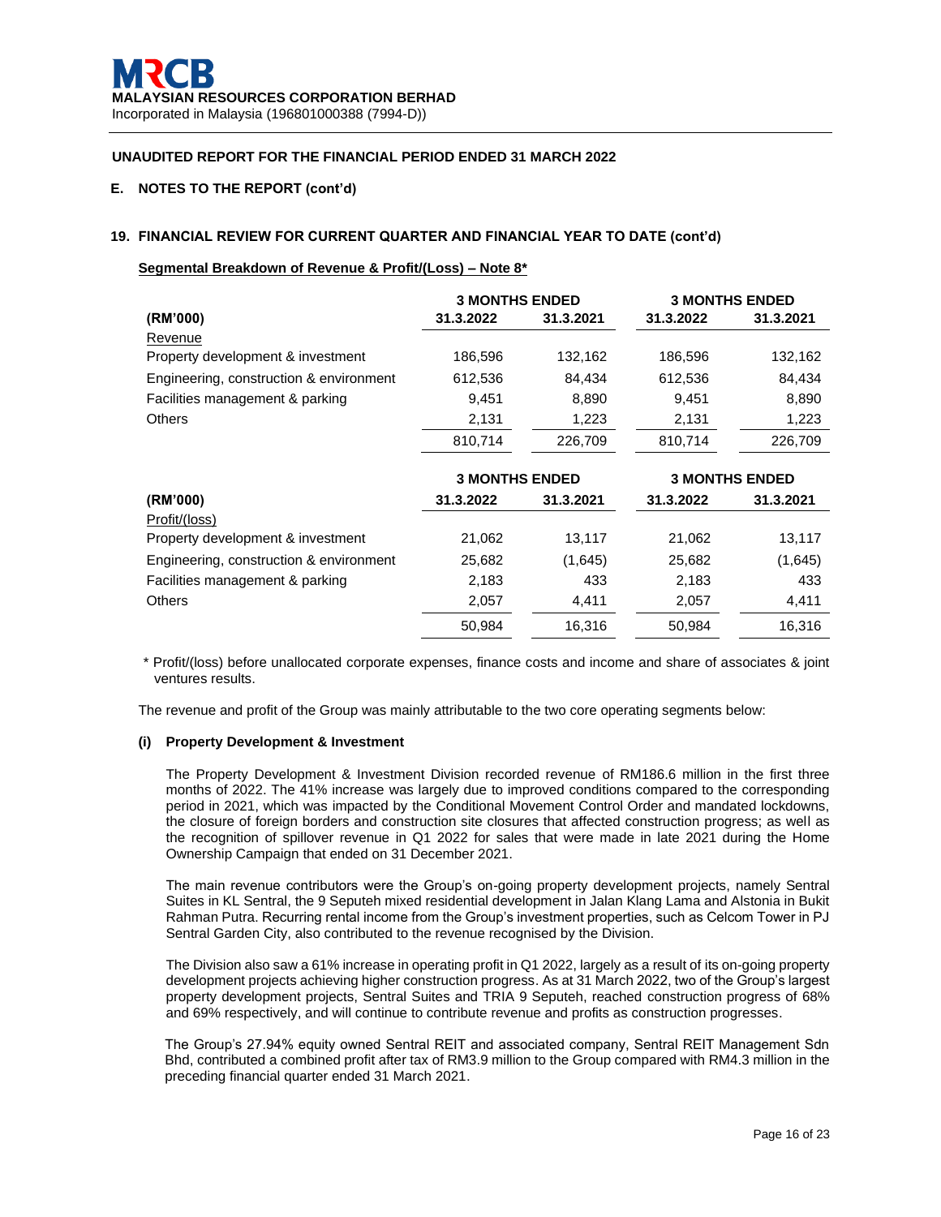**UNAUDITED REPORT FOR THE FINANCIAL PERIOD ENDED 31 MARCH 2022**

**E. NOTES TO THE REPORT (cont'd)**

**19. FINANCIAL REVIEW FOR CURRENT QUARTER AND FINANCIAL YEAR TO DATE (cont'd)**

**Segmental Breakdown of Revenue & Profit/(Loss) – Note 8***

| (RM'000) | 3 MONTHS ENDED 31.3.2022 | 3 MONTHS ENDED 31.3.2021 | 3 MONTHS ENDED 31.3.2022 | 3 MONTHS ENDED 31.3.2021 |
|---|---|---|---|---|
| Revenue | | | | |
| Property development & investment | 186,596 | 132,162 | 186,596 | 132,162 |
| Engineering, construction & environment | 612,536 | 84,434 | 612,536 | 84,434 |
| Facilities management & parking | 9,451 | 8,890 | 9,451 | 8,890 |
| Others | 2,131 | 1,223 | 2,131 | 1,223 |
| | 810,714 | 226,709 | 810,714 | 226,709 |

| (RM'000) | 3 MONTHS ENDED 31.3.2022 | 3 MONTHS ENDED 31.3.2021 | 3 MONTHS ENDED 31.3.2022 | 3 MONTHS ENDED 31.3.2021 |
|---|---|---|---|---|
| Profit/(loss) | | | | |
| Property development & investment | 21,062 | 13,117 | 21,062 | 13,117 |
| Engineering, construction & environment | 25,682 | (1,645) | 25,682 | (1,645) |
| Facilities management & parking | 2,183 | 433 | 2,183 | 433 |
| Others | 2,057 | 4,411 | 2,057 | 4,411 |
| | 50,984 | 16,316 | 50,984 | 16,316 |

\* Profit/(loss) before unallocated corporate expenses, finance costs and income and share of associates & joint ventures results.

The revenue and profit of the Group was mainly attributable to the two core operating segments below:

**(i) Property Development & Investment**

The Property Development & Investment Division recorded revenue of RM186.6 million in the first three months of 2022. The 41% increase was largely due to improved conditions compared to the corresponding period in 2021, which was impacted by the Conditional Movement Control Order and mandated lockdowns, the closure of foreign borders and construction site closures that affected construction progress; as well as the recognition of spillover revenue in Q1 2022 for sales that were made in late 2021 during the Home Ownership Campaign that ended on 31 December 2021.

The main revenue contributors were the Group's on-going property development projects, namely Sentral Suites in KL Sentral, the 9 Seputeh mixed residential development in Jalan Klang Lama and Alstonia in Bukit Rahman Putra. Recurring rental income from the Group's investment properties, such as Celcom Tower in PJ Sentral Garden City, also contributed to the revenue recognised by the Division.

The Division also saw a 61% increase in operating profit in Q1 2022, largely as a result of its on-going property development projects achieving higher construction progress. As at 31 March 2022, two of the Group's largest property development projects, Sentral Suites and TRIA 9 Seputeh, reached construction progress of 68% and 69% respectively, and will continue to contribute revenue and profits as construction progresses.

The Group's 27.94% equity owned Sentral REIT and associated company, Sentral REIT Management Sdn Bhd, contributed a combined profit after tax of RM3.9 million to the Group compared with RM4.3 million in the preceding financial quarter ended 31 March 2021.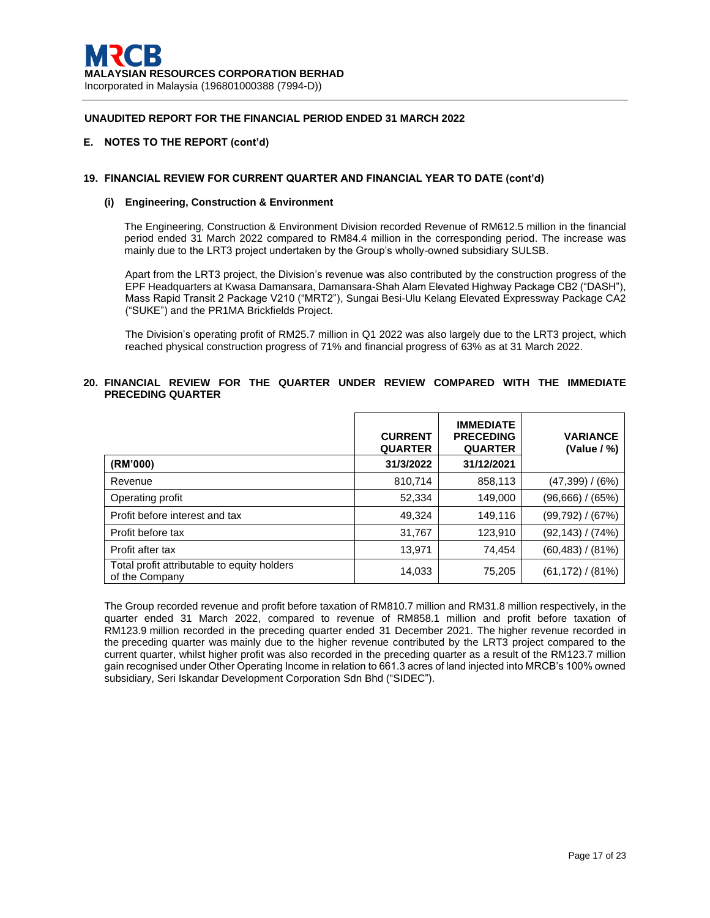**UNAUDITED REPORT FOR THE FINANCIAL PERIOD ENDED 31 MARCH 2022**

## E. NOTES TO THE REPORT (cont'd)

### 19. FINANCIAL REVIEW FOR CURRENT QUARTER AND FINANCIAL YEAR TO DATE (cont'd)

#### (i) Engineering, Construction & Environment

The Engineering, Construction & Environment Division recorded Revenue of RM612.5 million in the financial period ended 31 March 2022 compared to RM84.4 million in the corresponding period. The increase was mainly due to the LRT3 project undertaken by the Group's wholly-owned subsidiary SULSB.

Apart from the LRT3 project, the Division's revenue was also contributed by the construction progress of the EPF Headquarters at Kwasa Damansara, Damansara-Shah Alam Elevated Highway Package CB2 ("DASH"), Mass Rapid Transit 2 Package V210 ("MRT2"), Sungai Besi-Ulu Kelang Elevated Expressway Package CA2 ("SUKE") and the PR1MA Brickfields Project.

The Division's operating profit of RM25.7 million in Q1 2022 was also largely due to the LRT3 project, which reached physical construction progress of 71% and financial progress of 63% as at 31 March 2022.

### 20. FINANCIAL REVIEW FOR THE QUARTER UNDER REVIEW COMPARED WITH THE IMMEDIATE PRECEDING QUARTER

| | CURRENT QUARTER | IMMEDIATE PRECEDING QUARTER | VARIANCE (Value / %) |
|---|---|---|---|
| **(RM'000)** | **31/3/2022** | **31/12/2021** | |
| Revenue | 810,714 | 858,113 | (47,399) / (6%) |
| Operating profit | 52,334 | 149,000 | (96,666) / (65%) |
| Profit before interest and tax | 49,324 | 149,116 | (99,792) / (67%) |
| Profit before tax | 31,767 | 123,910 | (92,143) / (74%) |
| Profit after tax | 13,971 | 74,454 | (60,483) / (81%) |
| Total profit attributable to equity holders of the Company | 14,033 | 75,205 | (61,172) / (81%) |

The Group recorded revenue and profit before taxation of RM810.7 million and RM31.8 million respectively, in the quarter ended 31 March 2022, compared to revenue of RM858.1 million and profit before taxation of RM123.9 million recorded in the preceding quarter ended 31 December 2021. The higher revenue recorded in the preceding quarter was mainly due to the higher revenue contributed by the LRT3 project compared to the current quarter, whilst higher profit was also recorded in the preceding quarter as a result of the RM123.7 million gain recognised under Other Operating Income in relation to 661.3 acres of land injected into MRCB's 100% owned subsidiary, Seri Iskandar Development Corporation Sdn Bhd ("SIDEC").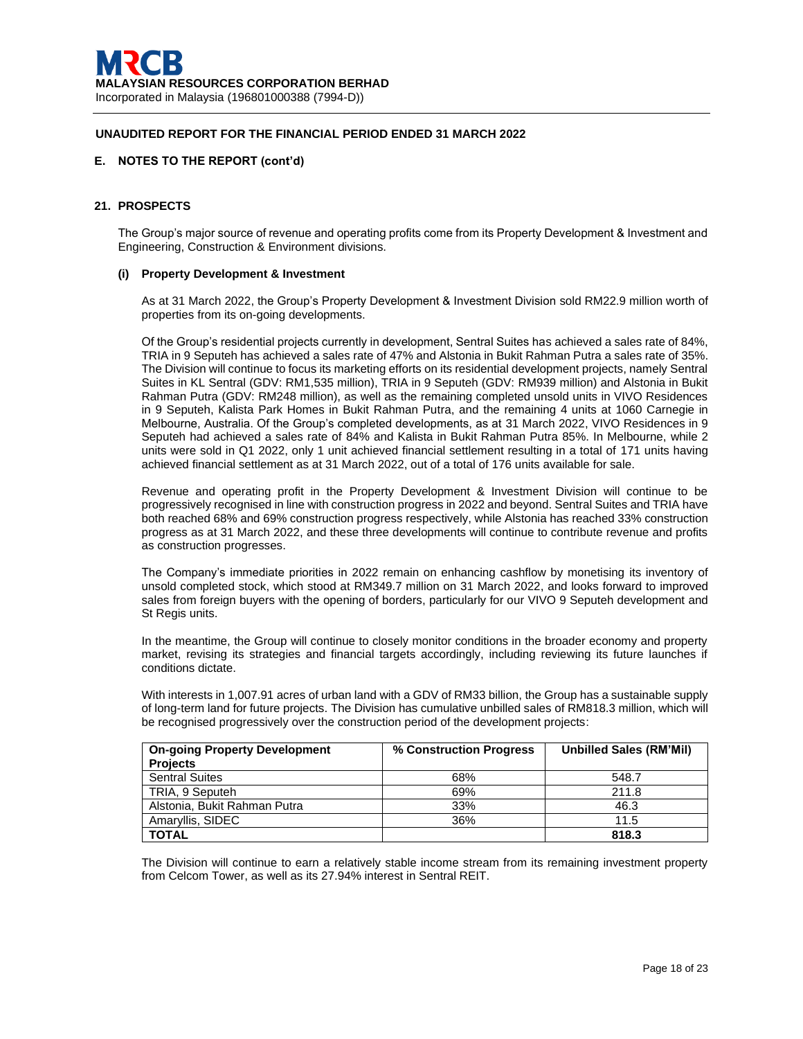**UNAUDITED REPORT FOR THE FINANCIAL PERIOD ENDED 31 MARCH 2022**

**E. NOTES TO THE REPORT (cont'd)**

## 21. PROSPECTS

The Group's major source of revenue and operating profits come from its Property Development & Investment and Engineering, Construction & Environment divisions.

### (i) Property Development & Investment

As at 31 March 2022, the Group's Property Development & Investment Division sold RM22.9 million worth of properties from its on-going developments.

Of the Group's residential projects currently in development, Sentral Suites has achieved a sales rate of 84%, TRIA in 9 Seputeh has achieved a sales rate of 47% and Alstonia in Bukit Rahman Putra a sales rate of 35%. The Division will continue to focus its marketing efforts on its residential development projects, namely Sentral Suites in KL Sentral (GDV: RM1,535 million), TRIA in 9 Seputeh (GDV: RM939 million) and Alstonia in Bukit Rahman Putra (GDV: RM248 million), as well as the remaining completed unsold units in VIVO Residences in 9 Seputeh, Kalista Park Homes in Bukit Rahman Putra, and the remaining 4 units at 1060 Carnegie in Melbourne, Australia. Of the Group's completed developments, as at 31 March 2022, VIVO Residences in 9 Seputeh had achieved a sales rate of 84% and Kalista in Bukit Rahman Putra 85%. In Melbourne, while 2 units were sold in Q1 2022, only 1 unit achieved financial settlement resulting in a total of 171 units having achieved financial settlement as at 31 March 2022, out of a total of 176 units available for sale.

Revenue and operating profit in the Property Development & Investment Division will continue to be progressively recognised in line with construction progress in 2022 and beyond. Sentral Suites and TRIA have both reached 68% and 69% construction progress respectively, while Alstonia has reached 33% construction progress as at 31 March 2022, and these three developments will continue to contribute revenue and profits as construction progresses.

The Company's immediate priorities in 2022 remain on enhancing cashflow by monetising its inventory of unsold completed stock, which stood at RM349.7 million on 31 March 2022, and looks forward to improved sales from foreign buyers with the opening of borders, particularly for our VIVO 9 Seputeh development and St Regis units.

In the meantime, the Group will continue to closely monitor conditions in the broader economy and property market, revising its strategies and financial targets accordingly, including reviewing its future launches if conditions dictate.

With interests in 1,007.91 acres of urban land with a GDV of RM33 billion, the Group has a sustainable supply of long-term land for future projects. The Division has cumulative unbilled sales of RM818.3 million, which will be recognised progressively over the construction period of the development projects:

| On-going Property Development Projects | % Construction Progress | Unbilled Sales (RM'Mil) |
|---|---|---|
| Sentral Suites | 68% | 548.7 |
| TRIA, 9 Seputeh | 69% | 211.8 |
| Alstonia, Bukit Rahman Putra | 33% | 46.3 |
| Amaryllis, SIDEC | 36% | 11.5 |
| **TOTAL** | | **818.3** |

The Division will continue to earn a relatively stable income stream from its remaining investment property from Celcom Tower, as well as its 27.94% interest in Sentral REIT.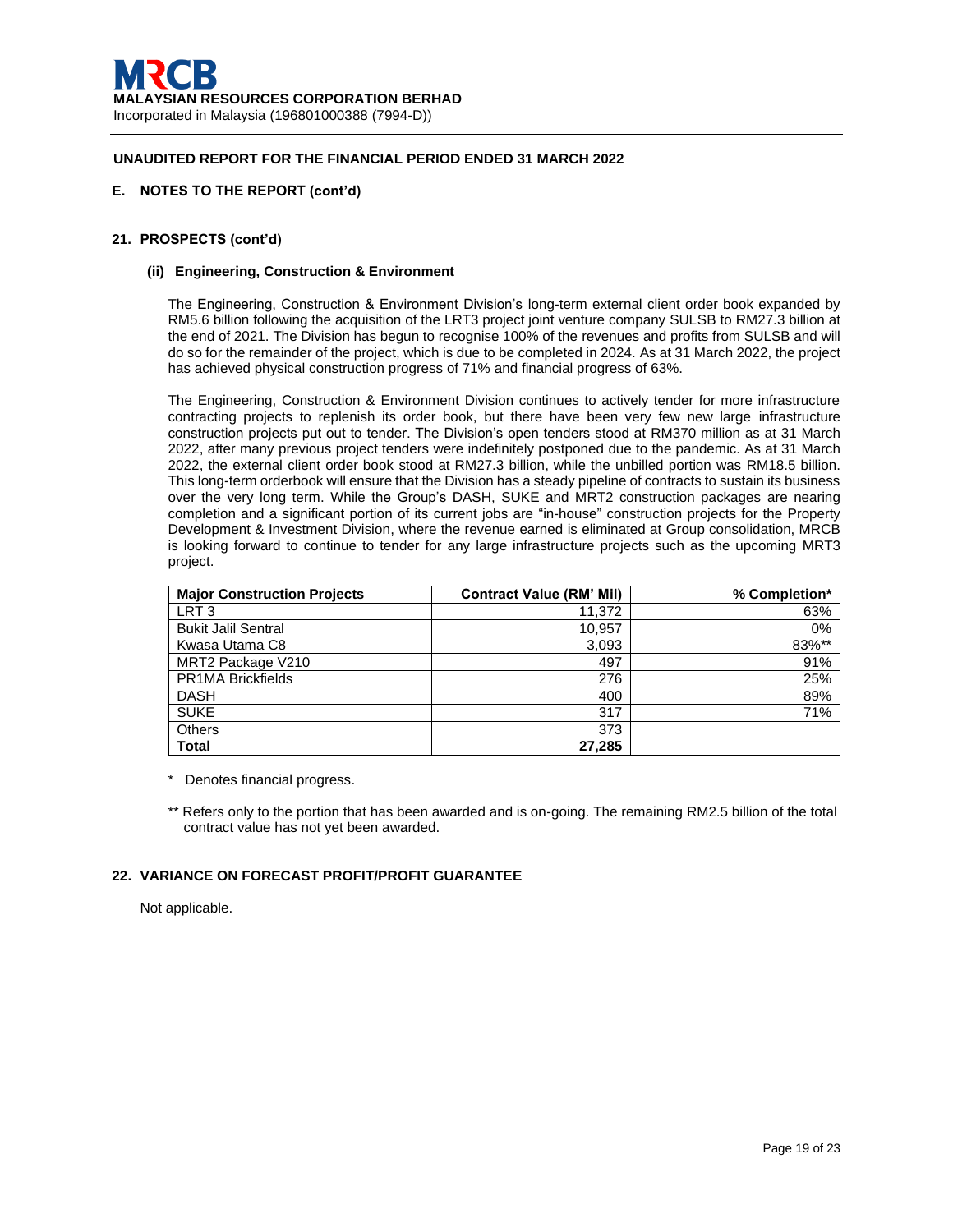### UNAUDITED REPORT FOR THE FINANCIAL PERIOD ENDED 31 MARCH 2022

## E. NOTES TO THE REPORT (cont'd)

### 21. PROSPECTS (cont'd)

#### (ii) Engineering, Construction & Environment

The Engineering, Construction & Environment Division's long-term external client order book expanded by RM5.6 billion following the acquisition of the LRT3 project joint venture company SULSB to RM27.3 billion at the end of 2021. The Division has begun to recognise 100% of the revenues and profits from SULSB and will do so for the remainder of the project, which is due to be completed in 2024. As at 31 March 2022, the project has achieved physical construction progress of 71% and financial progress of 63%.

The Engineering, Construction & Environment Division continues to actively tender for more infrastructure contracting projects to replenish its order book, but there have been very few new large infrastructure construction projects put out to tender. The Division's open tenders stood at RM370 million as at 31 March 2022, after many previous project tenders were indefinitely postponed due to the pandemic. As at 31 March 2022, the external client order book stood at RM27.3 billion, while the unbilled portion was RM18.5 billion. This long-term orderbook will ensure that the Division has a steady pipeline of contracts to sustain its business over the very long term. While the Group's DASH, SUKE and MRT2 construction packages are nearing completion and a significant portion of its current jobs are "in-house" construction projects for the Property Development & Investment Division, where the revenue earned is eliminated at Group consolidation, MRCB is looking forward to continue to tender for any large infrastructure projects such as the upcoming MRT3 project.

| Major Construction Projects | Contract Value (RM' Mil) | % Completion* |
|---|---|---|
| LRT 3 | 11,372 | 63% |
| Bukit Jalil Sentral | 10,957 | 0% |
| Kwasa Utama C8 | 3,093 | 83%** |
| MRT2 Package V210 | 497 | 91% |
| PR1MA Brickfields | 276 | 25% |
| DASH | 400 | 89% |
| SUKE | 317 | 71% |
| Others | 373 | |
| **Total** | **27,285** | |

\* Denotes financial progress.

** Refers only to the portion that has been awarded and is on-going. The remaining RM2.5 billion of the total contract value has not yet been awarded.

### 22. VARIANCE ON FORECAST PROFIT/PROFIT GUARANTEE

Not applicable.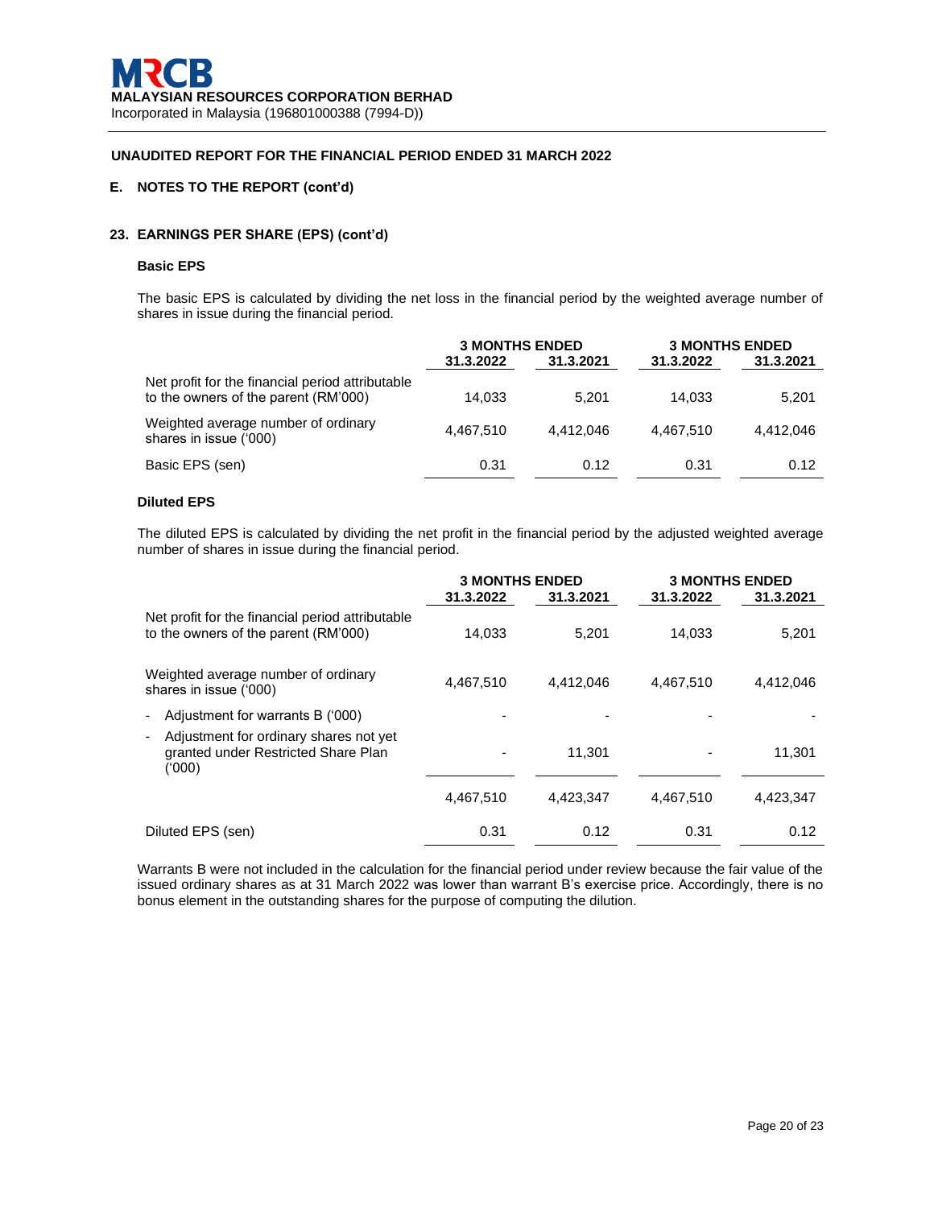**UNAUDITED REPORT FOR THE FINANCIAL PERIOD ENDED 31 MARCH 2022**

**E. NOTES TO THE REPORT (cont'd)**

## 23. EARNINGS PER SHARE (EPS) (cont'd)

### Basic EPS

The basic EPS is calculated by dividing the net loss in the financial period by the weighted average number of shares in issue during the financial period.

| | 3 MONTHS ENDED | | 3 MONTHS ENDED | |
|---|---|---|---|---|
| | 31.3.2022 | 31.3.2021 | 31.3.2022 | 31.3.2021 |
| Net profit for the financial period attributable to the owners of the parent (RM'000) | 14,033 | 5,201 | 14,033 | 5,201 |
| Weighted average number of ordinary shares in issue ('000) | 4,467,510 | 4,412,046 | 4,467,510 | 4,412,046 |
| Basic EPS (sen) | 0.31 | 0.12 | 0.31 | 0.12 |

### Diluted EPS

The diluted EPS is calculated by dividing the net profit in the financial period by the adjusted weighted average number of shares in issue during the financial period.

| | 3 MONTHS ENDED | | 3 MONTHS ENDED | |
|---|---|---|---|---|
| | 31.3.2022 | 31.3.2021 | 31.3.2022 | 31.3.2021 |
| Net profit for the financial period attributable to the owners of the parent (RM'000) | 14,033 | 5,201 | 14,033 | 5,201 |
| Weighted average number of ordinary shares in issue ('000) | 4,467,510 | 4,412,046 | 4,467,510 | 4,412,046 |
| - Adjustment for warrants B ('000) | - | - | - | - |
| - Adjustment for ordinary shares not yet granted under Restricted Share Plan ('000) | - | 11,301 | - | 11,301 |
| | 4,467,510 | 4,423,347 | 4,467,510 | 4,423,347 |
| Diluted EPS (sen) | 0.31 | 0.12 | 0.31 | 0.12 |

Warrants B were not included in the calculation for the financial period under review because the fair value of the issued ordinary shares as at 31 March 2022 was lower than warrant B's exercise price. Accordingly, there is no bonus element in the outstanding shares for the purpose of computing the dilution.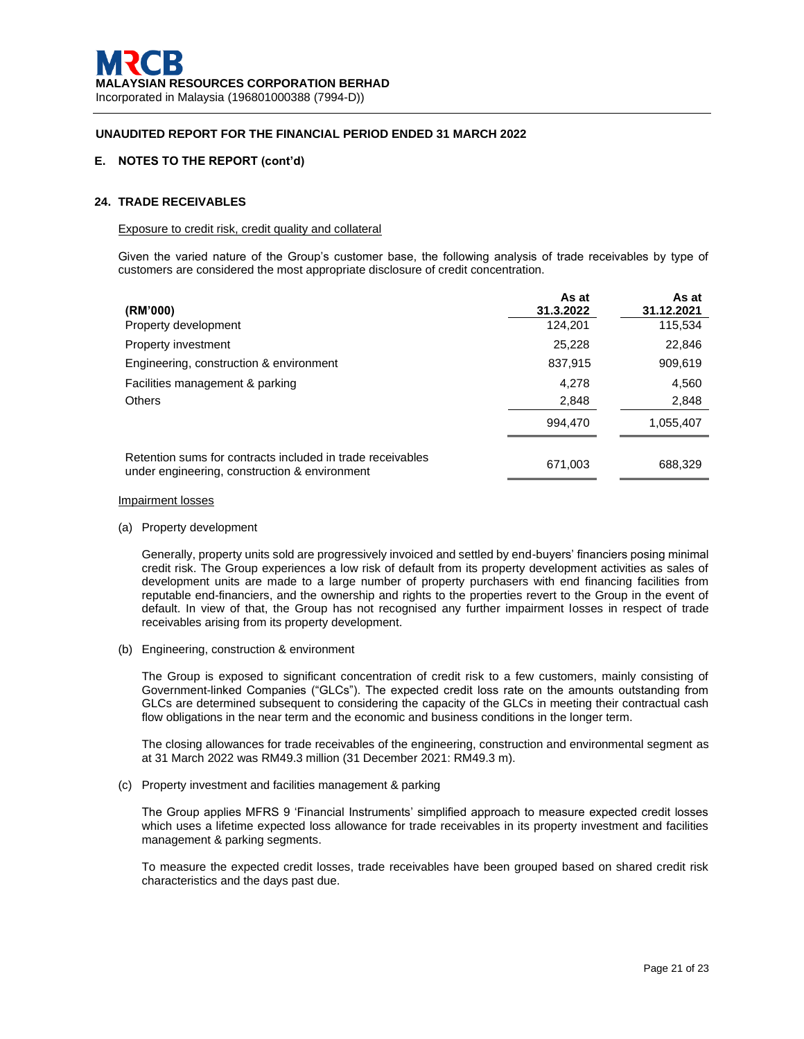**UNAUDITED REPORT FOR THE FINANCIAL PERIOD ENDED 31 MARCH 2022**

## E. NOTES TO THE REPORT (cont'd)

### 24. TRADE RECEIVABLES

Exposure to credit risk, credit quality and collateral

Given the varied nature of the Group's customer base, the following analysis of trade receivables by type of customers are considered the most appropriate disclosure of credit concentration.

| (RM'000) | As at 31.3.2022 | As at 31.12.2021 |
|---|---|---|
| Property development | 124,201 | 115,534 |
| Property investment | 25,228 | 22,846 |
| Engineering, construction & environment | 837,915 | 909,619 |
| Facilities management & parking | 4,278 | 4,560 |
| Others | 2,848 | 2,848 |
| | 994,470 | 1,055,407 |
| Retention sums for contracts included in trade receivables under engineering, construction & environment | 671,003 | 688,329 |

Impairment losses

(a) Property development

Generally, property units sold are progressively invoiced and settled by end-buyers' financiers posing minimal credit risk. The Group experiences a low risk of default from its property development activities as sales of development units are made to a large number of property purchasers with end financing facilities from reputable end-financiers, and the ownership and rights to the properties revert to the Group in the event of default. In view of that, the Group has not recognised any further impairment losses in respect of trade receivables arising from its property development.

(b) Engineering, construction & environment

The Group is exposed to significant concentration of credit risk to a few customers, mainly consisting of Government-linked Companies ("GLCs"). The expected credit loss rate on the amounts outstanding from GLCs are determined subsequent to considering the capacity of the GLCs in meeting their contractual cash flow obligations in the near term and the economic and business conditions in the longer term.

The closing allowances for trade receivables of the engineering, construction and environmental segment as at 31 March 2022 was RM49.3 million (31 December 2021: RM49.3 m).

(c) Property investment and facilities management & parking

The Group applies MFRS 9 'Financial Instruments' simplified approach to measure expected credit losses which uses a lifetime expected loss allowance for trade receivables in its property investment and facilities management & parking segments.

To measure the expected credit losses, trade receivables have been grouped based on shared credit risk characteristics and the days past due.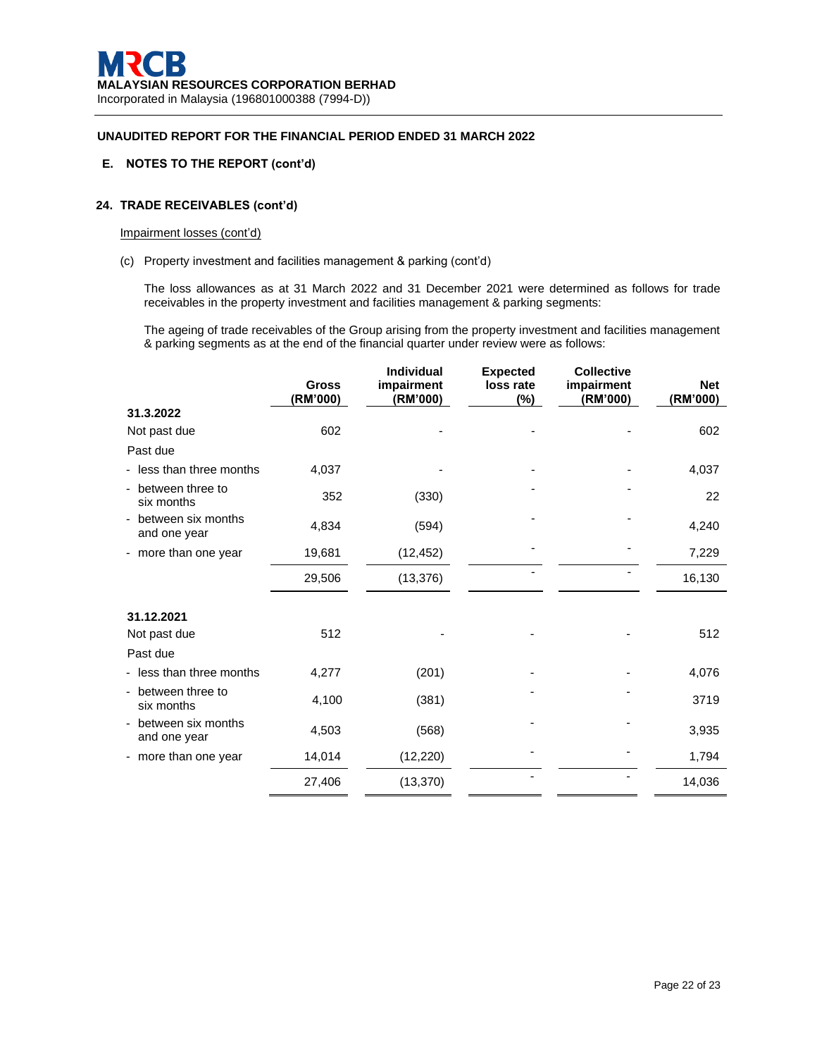**MRCB**
**MALAYSIAN RESOURCES CORPORATION BERHAD**
Incorporated in Malaysia (196801000388 (7994-D))

**UNAUDITED REPORT FOR THE FINANCIAL PERIOD ENDED 31 MARCH 2022**

## E. NOTES TO THE REPORT (cont'd)

### 24. TRADE RECEIVABLES (cont'd)

Impairment losses (cont'd)

(c) Property investment and facilities management & parking (cont'd)

The loss allowances as at 31 March 2022 and 31 December 2021 were determined as follows for trade receivables in the property investment and facilities management & parking segments:

The ageing of trade receivables of the Group arising from the property investment and facilities management & parking segments as at the end of the financial quarter under review were as follows:

| | Gross (RM'000) | Individual impairment (RM'000) | Expected loss rate (%) | Collective impairment (RM'000) | Net (RM'000) |
|---|---|---|---|---|---|
| **31.3.2022** | | | | | |
| Not past due | 602 | - | - | - | 602 |
| Past due | | | | | |
| - less than three months | 4,037 | - | - | - | 4,037 |
| - between three to six months | 352 | (330) | - | - | 22 |
| - between six months and one year | 4,834 | (594) | - | - | 4,240 |
| - more than one year | 19,681 | (12,452) | - | - | 7,229 |
| | 29,506 | (13,376) | - | - | 16,130 |
| **31.12.2021** | | | | | |
| Not past due | 512 | - | - | - | 512 |
| Past due | | | | | |
| - less than three months | 4,277 | (201) | - | - | 4,076 |
| - between three to six months | 4,100 | (381) | - | - | 3719 |
| - between six months and one year | 4,503 | (568) | - | - | 3,935 |
| - more than one year | 14,014 | (12,220) | - | - | 1,794 |
| | 27,406 | (13,370) | - | - | 14,036 |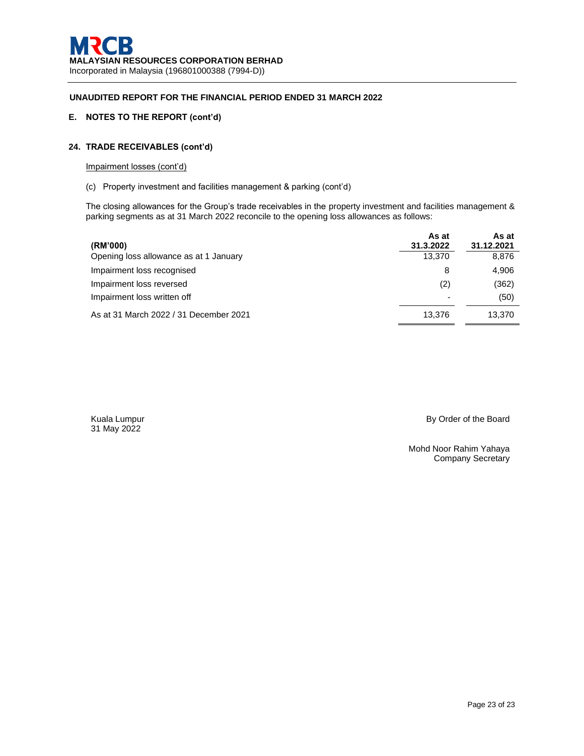**MRCB**
**MALAYSIAN RESOURCES CORPORATION BERHAD**
Incorporated in Malaysia (196801000388 (7994-D))

**UNAUDITED REPORT FOR THE FINANCIAL PERIOD ENDED 31 MARCH 2022**

## E. NOTES TO THE REPORT (cont'd)

### 24. TRADE RECEIVABLES (cont'd)

Impairment losses (cont'd)

(c) Property investment and facilities management & parking (cont'd)

The closing allowances for the Group's trade receivables in the property investment and facilities management & parking segments as at 31 March 2022 reconcile to the opening loss allowances as follows:

| (RM'000) | As at 31.3.2022 | As at 31.12.2021 |
|---|---|---|
| Opening loss allowance as at 1 January | 13,370 | 8,876 |
| Impairment loss recognised | 8 | 4,906 |
| Impairment loss reversed | (2) | (362) |
| Impairment loss written off | - | (50) |
| As at 31 March 2022 / 31 December 2021 | 13,376 | 13,370 |

Kuala Lumpur
31 May 2022

By Order of the Board

Mohd Noor Rahim Yahaya
Company Secretary